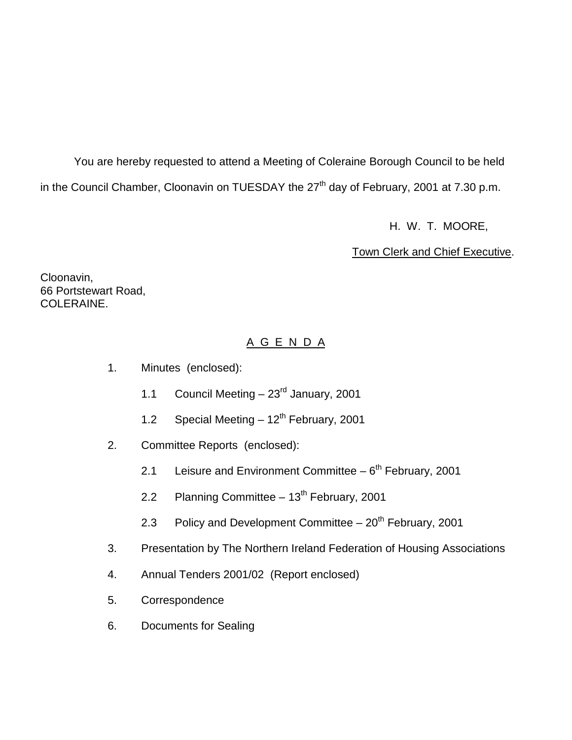You are hereby requested to attend a Meeting of Coleraine Borough Council to be held in the Council Chamber, Cloonavin on TUESDAY the 27th day of February, 2001 at 7.30 p.m.

H. W. T. MOORE,

Town Clerk and Chief Executive.

Cloonavin,
66 Portstewart Road,
COLERAINE.

## A G E N D A

1. Minutes (enclosed):

   1.1 Council Meeting – 23rd January, 2001

   1.2 Special Meeting – 12th February, 2001

2. Committee Reports (enclosed):

   2.1 Leisure and Environment Committee – 6th February, 2001

   2.2 Planning Committee – 13th February, 2001

   2.3 Policy and Development Committee – 20th February, 2001

3. Presentation by The Northern Ireland Federation of Housing Associations

4. Annual Tenders 2001/02 (Report enclosed)

5. Correspondence

6. Documents for Sealing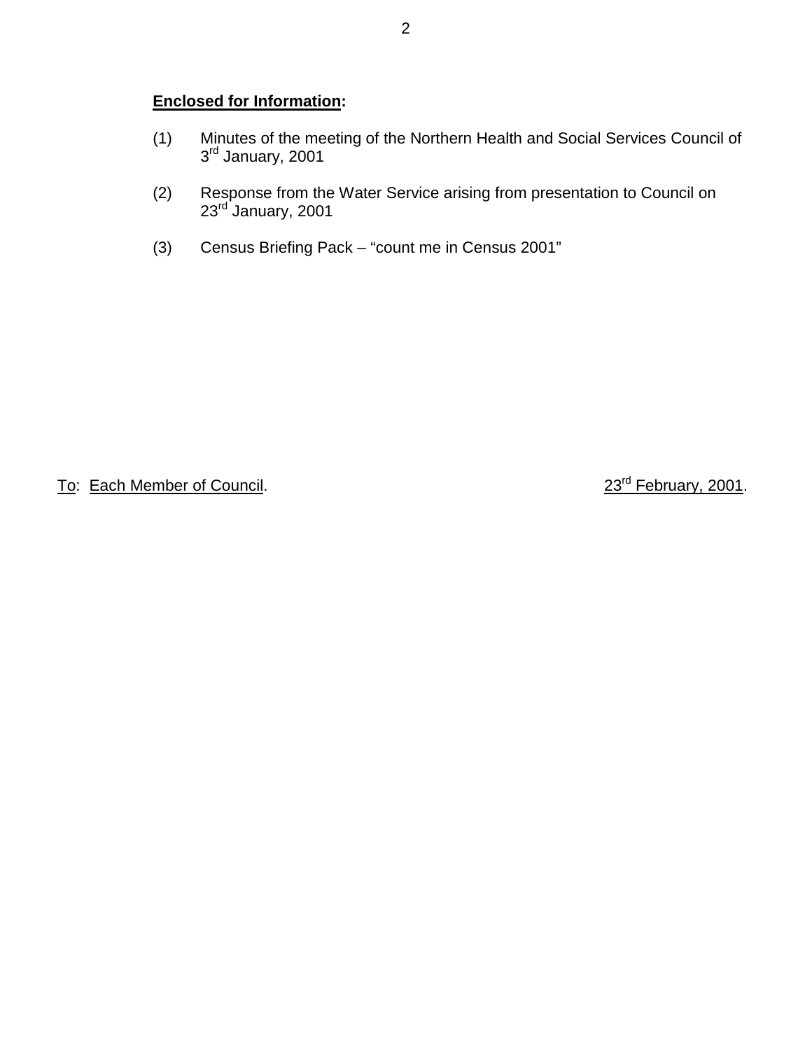**Enclosed for Information:**

(1) Minutes of the meeting of the Northern Health and Social Services Council of 3rd January, 2001

(2) Response from the Water Service arising from presentation to Council on 23rd January, 2001

(3) Census Briefing Pack – "count me in Census 2001"

To: Each Member of Council. 23rd February, 2001.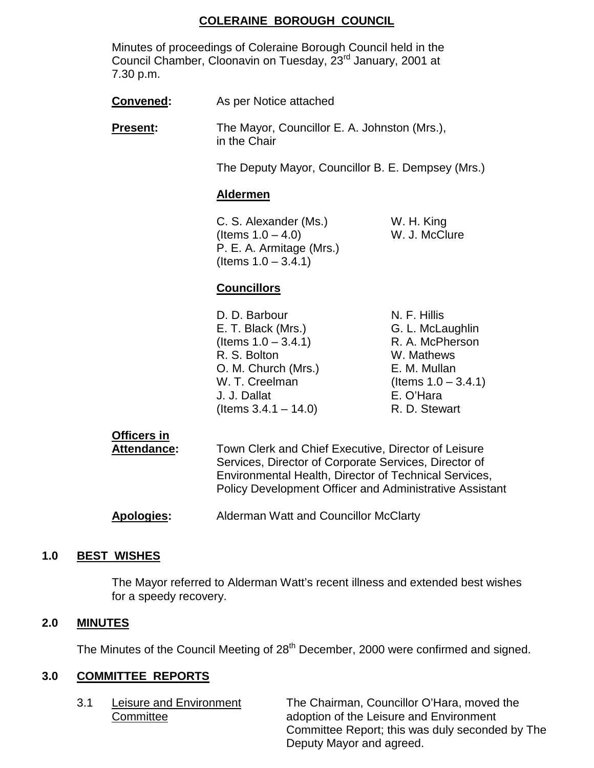## COLERAINE BOROUGH COUNCIL

Minutes of proceedings of Coleraine Borough Council held in the Council Chamber, Cloonavin on Tuesday, 23rd January, 2001 at 7.30 p.m.

**Convened:** As per Notice attached

**Present:** The Mayor, Councillor E. A. Johnston (Mrs.), in the Chair

The Deputy Mayor, Councillor B. E. Dempsey (Mrs.)

**Aldermen**

C. S. Alexander (Ms.) (Items 1.0 – 4.0)
P. E. A. Armitage (Mrs.) (Items 1.0 – 3.4.1)
W. H. King
W. J. McClure

**Councillors**

D. D. Barbour
E. T. Black (Mrs.) (Items 1.0 – 3.4.1)
R. S. Bolton
O. M. Church (Mrs.)
W. T. Creelman
J. J. Dallat (Items 3.4.1 – 14.0)
N. F. Hillis
G. L. McLaughlin
R. A. McPherson
W. Mathews
E. M. Mullan (Items 1.0 – 3.4.1)
E. O'Hara
R. D. Stewart

**Officers in Attendance:** Town Clerk and Chief Executive, Director of Leisure Services, Director of Corporate Services, Director of Environmental Health, Director of Technical Services, Policy Development Officer and Administrative Assistant

**Apologies:** Alderman Watt and Councillor McClarty

### 1.0 BEST WISHES

The Mayor referred to Alderman Watt's recent illness and extended best wishes for a speedy recovery.

### 2.0 MINUTES

The Minutes of the Council Meeting of 28th December, 2000 were confirmed and signed.

### 3.0 COMMITTEE REPORTS

3.1 Leisure and Environment Committee

The Chairman, Councillor O'Hara, moved the adoption of the Leisure and Environment Committee Report; this was duly seconded by The Deputy Mayor and agreed.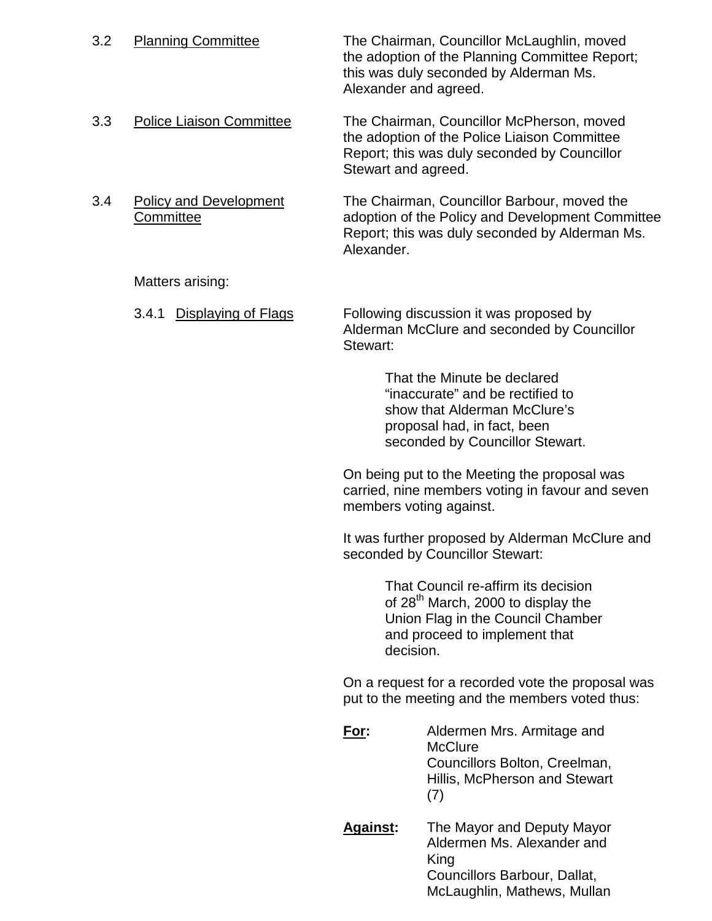3.2 Planning Committee — The Chairman, Councillor McLaughlin, moved the adoption of the Planning Committee Report; this was duly seconded by Alderman Ms. Alexander and agreed.

3.3 Police Liaison Committee — The Chairman, Councillor McPherson, moved the adoption of the Police Liaison Committee Report; this was duly seconded by Councillor Stewart and agreed.

3.4 Policy and Development Committee — The Chairman, Councillor Barbour, moved the adoption of the Policy and Development Committee Report; this was duly seconded by Alderman Ms. Alexander.

Matters arising:

3.4.1 Displaying of Flags — Following discussion it was proposed by Alderman McClure and seconded by Councillor Stewart:

> That the Minute be declared "inaccurate" and be rectified to show that Alderman McClure's proposal had, in fact, been seconded by Councillor Stewart.

On being put to the Meeting the proposal was carried, nine members voting in favour and seven members voting against.

It was further proposed by Alderman McClure and seconded by Councillor Stewart:

> That Council re-affirm its decision of 28th March, 2000 to display the Union Flag in the Council Chamber and proceed to implement that decision.

On a request for a recorded vote the proposal was put to the meeting and the members voted thus:

**For:** Aldermen Mrs. Armitage and McClure
Councillors Bolton, Creelman, Hillis, McPherson and Stewart
(7)

**Against:** The Mayor and Deputy Mayor
Aldermen Ms. Alexander and King
Councillors Barbour, Dallat, McLaughlin, Mathews, Mullan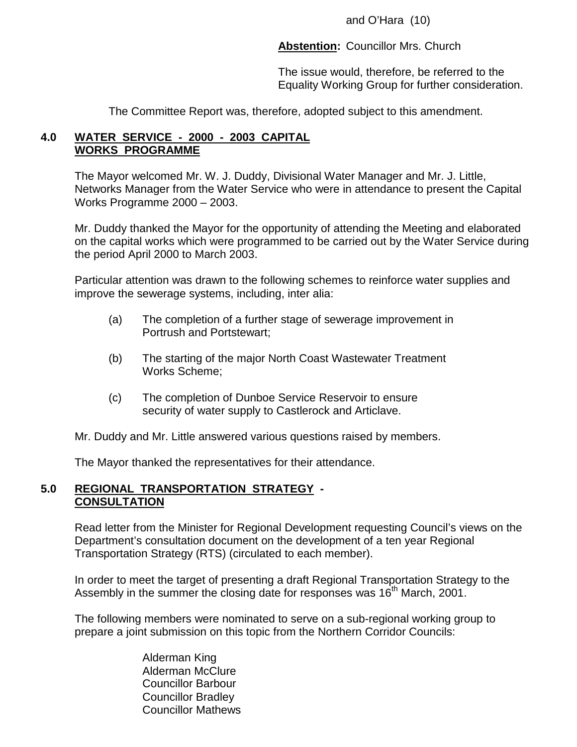and O'Hara (10)

**Abstention:** Councillor Mrs. Church

The issue would, therefore, be referred to the Equality Working Group for further consideration.

The Committee Report was, therefore, adopted subject to this amendment.

## 4.0 WATER SERVICE - 2000 - 2003 CAPITAL WORKS PROGRAMME

The Mayor welcomed Mr. W. J. Duddy, Divisional Water Manager and Mr. J. Little, Networks Manager from the Water Service who were in attendance to present the Capital Works Programme 2000 – 2003.

Mr. Duddy thanked the Mayor for the opportunity of attending the Meeting and elaborated on the capital works which were programmed to be carried out by the Water Service during the period April 2000 to March 2003.

Particular attention was drawn to the following schemes to reinforce water supplies and improve the sewerage systems, including, inter alia:

(a) The completion of a further stage of sewerage improvement in Portrush and Portstewart;

(b) The starting of the major North Coast Wastewater Treatment Works Scheme;

(c) The completion of Dunboe Service Reservoir to ensure security of water supply to Castlerock and Articlave.

Mr. Duddy and Mr. Little answered various questions raised by members.

The Mayor thanked the representatives for their attendance.

## 5.0 REGIONAL TRANSPORTATION STRATEGY - CONSULTATION

Read letter from the Minister for Regional Development requesting Council's views on the Department's consultation document on the development of a ten year Regional Transportation Strategy (RTS) (circulated to each member).

In order to meet the target of presenting a draft Regional Transportation Strategy to the Assembly in the summer the closing date for responses was 16th March, 2001.

The following members were nominated to serve on a sub-regional working group to prepare a joint submission on this topic from the Northern Corridor Councils:

Alderman King
Alderman McClure
Councillor Barbour
Councillor Bradley
Councillor Mathews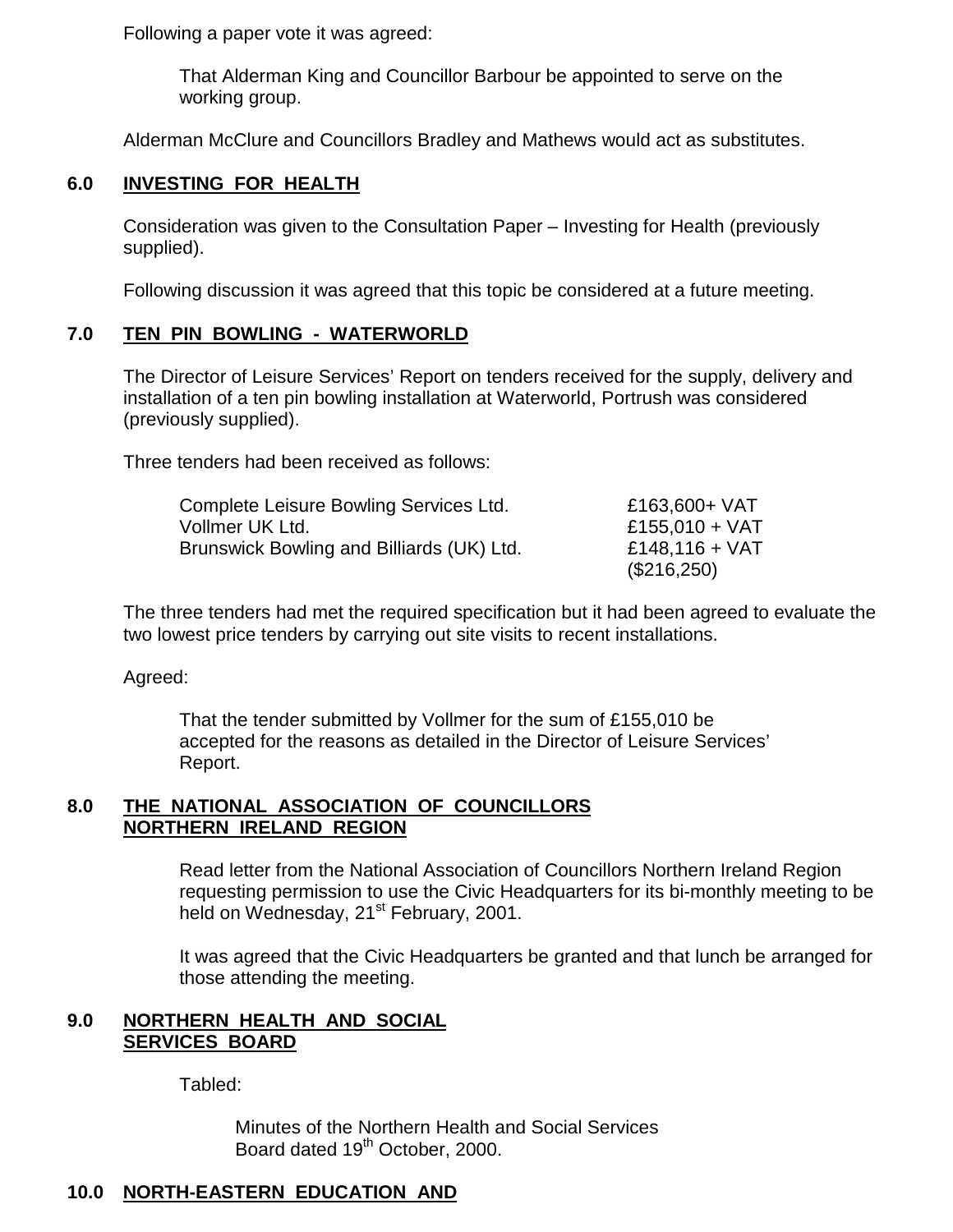Following a paper vote it was agreed:

> That Alderman King and Councillor Barbour be appointed to serve on the working group.

Alderman McClure and Councillors Bradley and Mathews would act as substitutes.

## 6.0 INVESTING FOR HEALTH

Consideration was given to the Consultation Paper – Investing for Health (previously supplied).

Following discussion it was agreed that this topic be considered at a future meeting.

## 7.0 TEN PIN BOWLING - WATERWORLD

The Director of Leisure Services' Report on tenders received for the supply, delivery and installation of a ten pin bowling installation at Waterworld, Portrush was considered (previously supplied).

Three tenders had been received as follows:

| | |
|---|---|
| Complete Leisure Bowling Services Ltd. | £163,600+ VAT |
| Vollmer UK Ltd. | £155,010 + VAT |
| Brunswick Bowling and Billiards (UK) Ltd. | £148,116 + VAT ($216,250) |

The three tenders had met the required specification but it had been agreed to evaluate the two lowest price tenders by carrying out site visits to recent installations.

Agreed:

> That the tender submitted by Vollmer for the sum of £155,010 be accepted for the reasons as detailed in the Director of Leisure Services' Report.

## 8.0 THE NATIONAL ASSOCIATION OF COUNCILLORS NORTHERN IRELAND REGION

Read letter from the National Association of Councillors Northern Ireland Region requesting permission to use the Civic Headquarters for its bi-monthly meeting to be held on Wednesday, 21st February, 2001.

It was agreed that the Civic Headquarters be granted and that lunch be arranged for those attending the meeting.

## 9.0 NORTHERN HEALTH AND SOCIAL SERVICES BOARD

Tabled:

> Minutes of the Northern Health and Social Services Board dated 19th October, 2000.

## 10.0 NORTH-EASTERN EDUCATION AND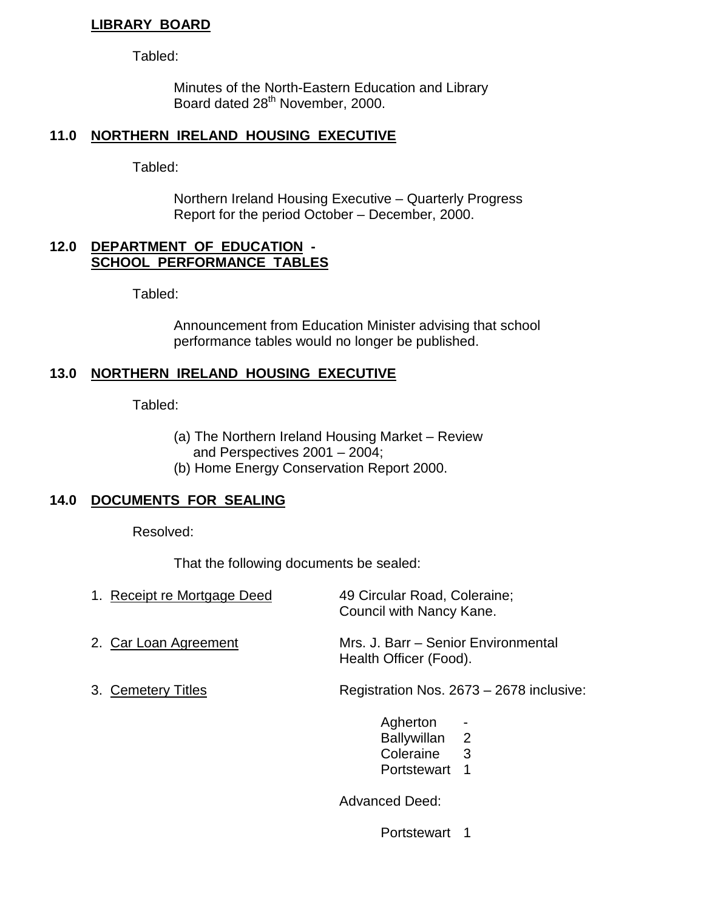**LIBRARY BOARD**

Tabled:

Minutes of the North-Eastern Education and Library Board dated 28th November, 2000.

## 11.0 NORTHERN IRELAND HOUSING EXECUTIVE

Tabled:

Northern Ireland Housing Executive – Quarterly Progress Report for the period October – December, 2000.

## 12.0 DEPARTMENT OF EDUCATION - SCHOOL PERFORMANCE TABLES

Tabled:

Announcement from Education Minister advising that school performance tables would no longer be published.

## 13.0 NORTHERN IRELAND HOUSING EXECUTIVE

Tabled:

(a) The Northern Ireland Housing Market – Review and Perspectives 2001 – 2004;
(b) Home Energy Conservation Report 2000.

## 14.0 DOCUMENTS FOR SEALING

Resolved:

That the following documents be sealed:

1. Receipt re Mortgage Deed — 49 Circular Road, Coleraine; Council with Nancy Kane.

2. Car Loan Agreement — Mrs. J. Barr – Senior Environmental Health Officer (Food).

3. Cemetery Titles — Registration Nos. 2673 – 2678 inclusive:

| | |
|---|---|
| Agherton | - |
| Ballywillan | 2 |
| Coleraine | 3 |
| Portstewart | 1 |

Advanced Deed:

| | |
|---|---|
| Portstewart | 1 |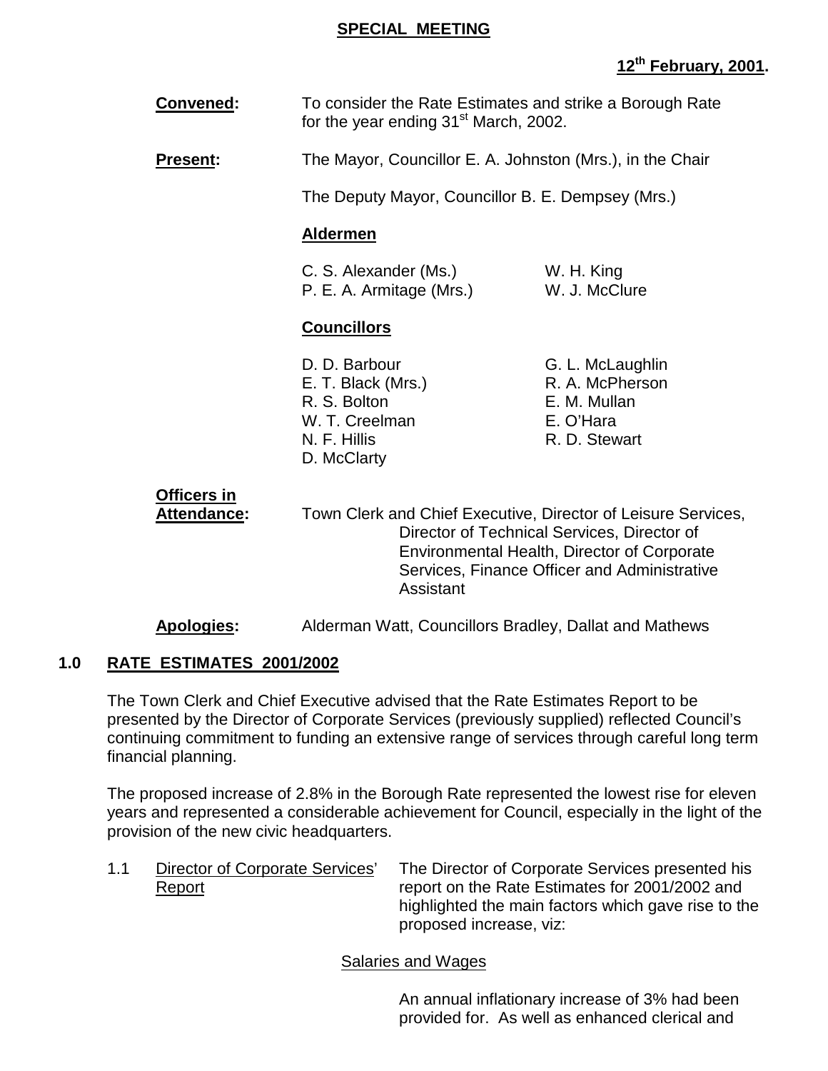**SPECIAL MEETING**

**12th February, 2001.**

**Convened:** To consider the Rate Estimates and strike a Borough Rate for the year ending 31st March, 2002.

**Present:** The Mayor, Councillor E. A. Johnston (Mrs.), in the Chair

The Deputy Mayor, Councillor B. E. Dempsey (Mrs.)

**Aldermen**

C. S. Alexander (Ms.)
P. E. A. Armitage (Mrs.)
W. H. King
W. J. McClure

**Councillors**

D. D. Barbour
E. T. Black (Mrs.)
R. S. Bolton
W. T. Creelman
N. F. Hillis
D. McClarty
G. L. McLaughlin
R. A. McPherson
E. M. Mullan
E. O'Hara
R. D. Stewart

**Officers in Attendance:** Town Clerk and Chief Executive, Director of Leisure Services, Director of Technical Services, Director of Environmental Health, Director of Corporate Services, Finance Officer and Administrative Assistant

**Apologies:** Alderman Watt, Councillors Bradley, Dallat and Mathews

## 1.0 RATE ESTIMATES 2001/2002

The Town Clerk and Chief Executive advised that the Rate Estimates Report to be presented by the Director of Corporate Services (previously supplied) reflected Council's continuing commitment to funding an extensive range of services through careful long term financial planning.

The proposed increase of 2.8% in the Borough Rate represented the lowest rise for eleven years and represented a considerable achievement for Council, especially in the light of the provision of the new civic headquarters.

1.1 Director of Corporate Services' Report

The Director of Corporate Services presented his report on the Rate Estimates for 2001/2002 and highlighted the main factors which gave rise to the proposed increase, viz:

Salaries and Wages

An annual inflationary increase of 3% had been provided for. As well as enhanced clerical and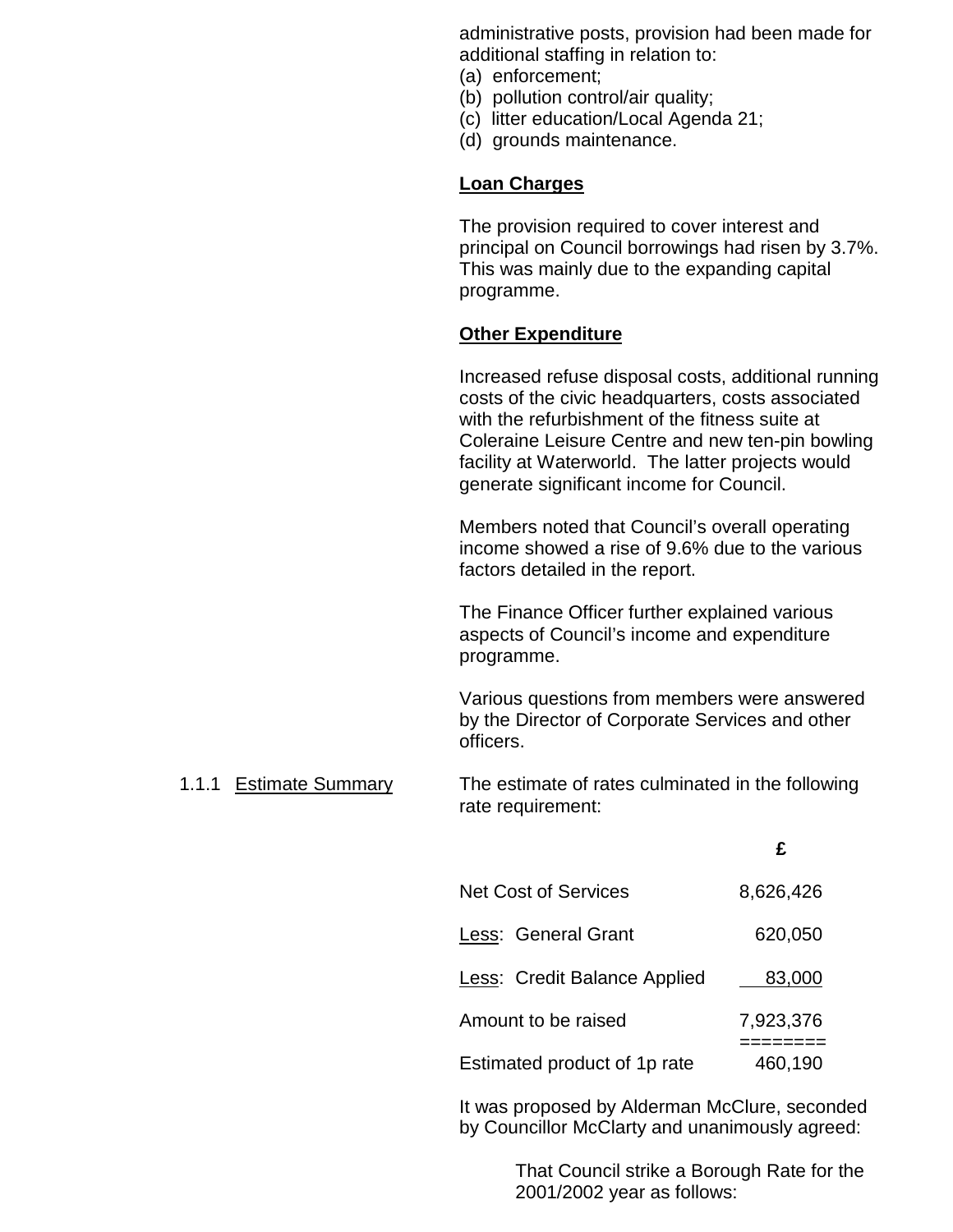administrative posts, provision had been made for additional staffing in relation to:
(a) enforcement;
(b) pollution control/air quality;
(c) litter education/Local Agenda 21;
(d) grounds maintenance.

**Loan Charges**

The provision required to cover interest and principal on Council borrowings had risen by 3.7%. This was mainly due to the expanding capital programme.

**Other Expenditure**

Increased refuse disposal costs, additional running costs of the civic headquarters, costs associated with the refurbishment of the fitness suite at Coleraine Leisure Centre and new ten-pin bowling facility at Waterworld. The latter projects would generate significant income for Council.

Members noted that Council's overall operating income showed a rise of 9.6% due to the various factors detailed in the report.

The Finance Officer further explained various aspects of Council's income and expenditure programme.

Various questions from members were answered by the Director of Corporate Services and other officers.

1.1.1 Estimate Summary

The estimate of rates culminated in the following rate requirement:

| | £ |
|---|---|
| Net Cost of Services | 8,626,426 |
| Less: General Grant | 620,050 |
| Less: Credit Balance Applied | 83,000 |
| Amount to be raised | 7,923,376 |
| Estimated product of 1p rate | 460,190 |

It was proposed by Alderman McClure, seconded by Councillor McClarty and unanimously agreed:

> That Council strike a Borough Rate for the 2001/2002 year as follows: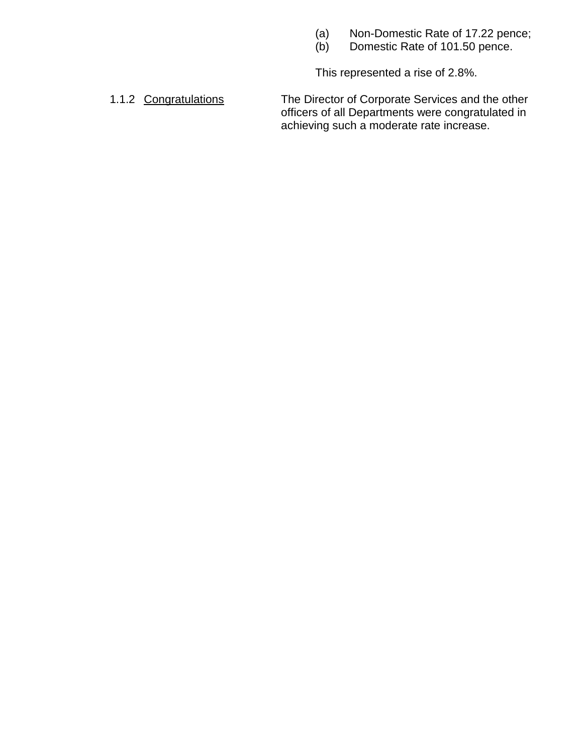(a) Non-Domestic Rate of 17.22 pence;
(b) Domestic Rate of 101.50 pence.

This represented a rise of 2.8%.

1.1.2 Congratulations

The Director of Corporate Services and the other officers of all Departments were congratulated in achieving such a moderate rate increase.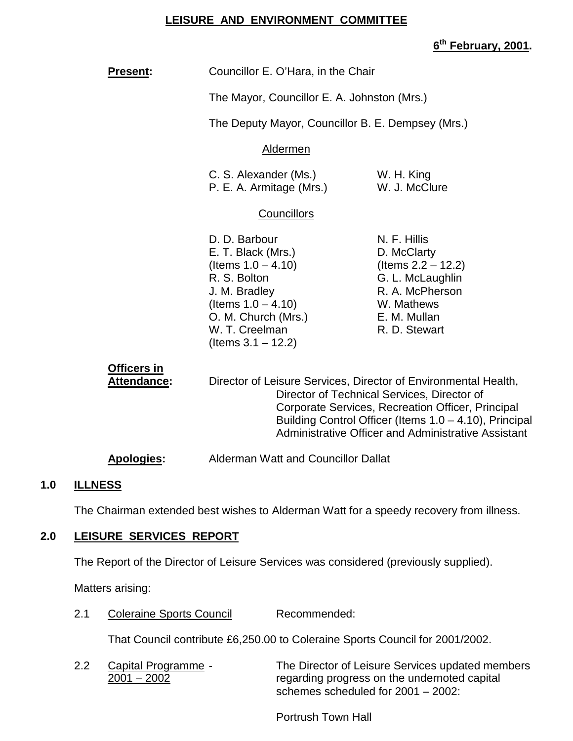**LEISURE AND ENVIRONMENT COMMITTEE**

**6th February, 2001.**

**Present:** Councillor E. O'Hara, in the Chair

The Mayor, Councillor E. A. Johnston (Mrs.)

The Deputy Mayor, Councillor B. E. Dempsey (Mrs.)

Aldermen

C. S. Alexander (Ms.)
P. E. A. Armitage (Mrs.)
W. H. King
W. J. McClure

Councillors

D. D. Barbour
E. T. Black (Mrs.) (Items 1.0 – 4.10)
R. S. Bolton
J. M. Bradley (Items 1.0 – 4.10)
O. M. Church (Mrs.)
W. T. Creelman (Items 3.1 – 12.2)
N. F. Hillis
D. McClarty (Items 2.2 – 12.2)
G. L. McLaughlin
R. A. McPherson
W. Mathews
E. M. Mullan
R. D. Stewart

**Officers in Attendance:** Director of Leisure Services, Director of Environmental Health, Director of Technical Services, Director of Corporate Services, Recreation Officer, Principal Building Control Officer (Items 1.0 – 4.10), Principal Administrative Officer and Administrative Assistant

**Apologies:** Alderman Watt and Councillor Dallat

## 1.0 ILLNESS

The Chairman extended best wishes to Alderman Watt for a speedy recovery from illness.

## 2.0 LEISURE SERVICES REPORT

The Report of the Director of Leisure Services was considered (previously supplied).

Matters arising:

2.1 Coleraine Sports Council — Recommended:

That Council contribute £6,250.00 to Coleraine Sports Council for 2001/2002.

2.2 Capital Programme - 2001 – 2002 — The Director of Leisure Services updated members regarding progress on the undernoted capital schemes scheduled for 2001 – 2002:

Portrush Town Hall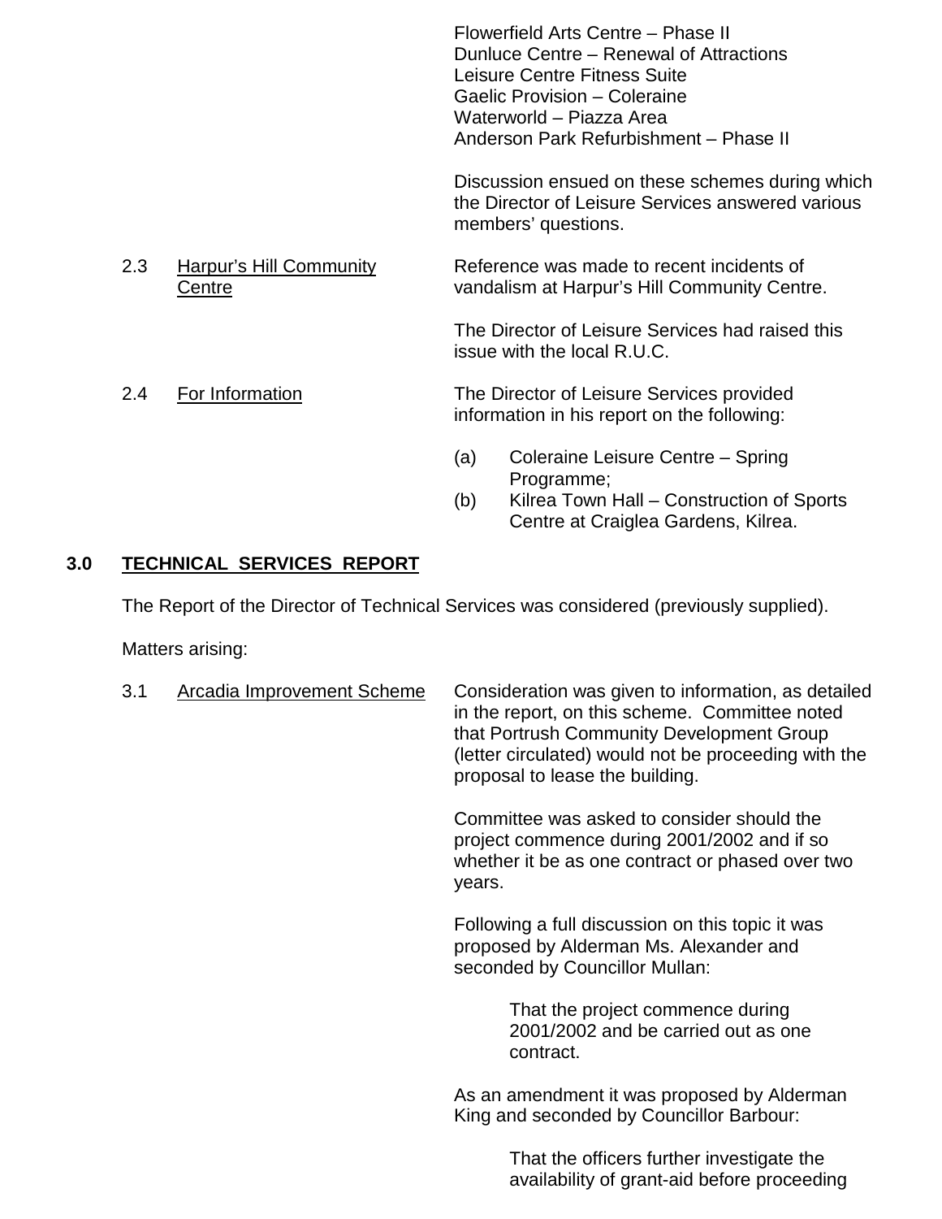Flowerfield Arts Centre – Phase II
Dunluce Centre – Renewal of Attractions
Leisure Centre Fitness Suite
Gaelic Provision – Coleraine
Waterworld – Piazza Area
Anderson Park Refurbishment – Phase II

Discussion ensued on these schemes during which the Director of Leisure Services answered various members' questions.

2.3 Harpur's Hill Community Centre

Reference was made to recent incidents of vandalism at Harpur's Hill Community Centre.

The Director of Leisure Services had raised this issue with the local R.U.C.

2.4 For Information

The Director of Leisure Services provided information in his report on the following:

(a) Coleraine Leisure Centre – Spring Programme;
(b) Kilrea Town Hall – Construction of Sports Centre at Craiglea Gardens, Kilrea.

## 3.0 TECHNICAL SERVICES REPORT

The Report of the Director of Technical Services was considered (previously supplied).

Matters arising:

3.1 Arcadia Improvement Scheme

Consideration was given to information, as detailed in the report, on this scheme. Committee noted that Portrush Community Development Group (letter circulated) would not be proceeding with the proposal to lease the building.

Committee was asked to consider should the project commence during 2001/2002 and if so whether it be as one contract or phased over two years.

Following a full discussion on this topic it was proposed by Alderman Ms. Alexander and seconded by Councillor Mullan:

> That the project commence during 2001/2002 and be carried out as one contract.

As an amendment it was proposed by Alderman King and seconded by Councillor Barbour:

> That the officers further investigate the availability of grant-aid before proceeding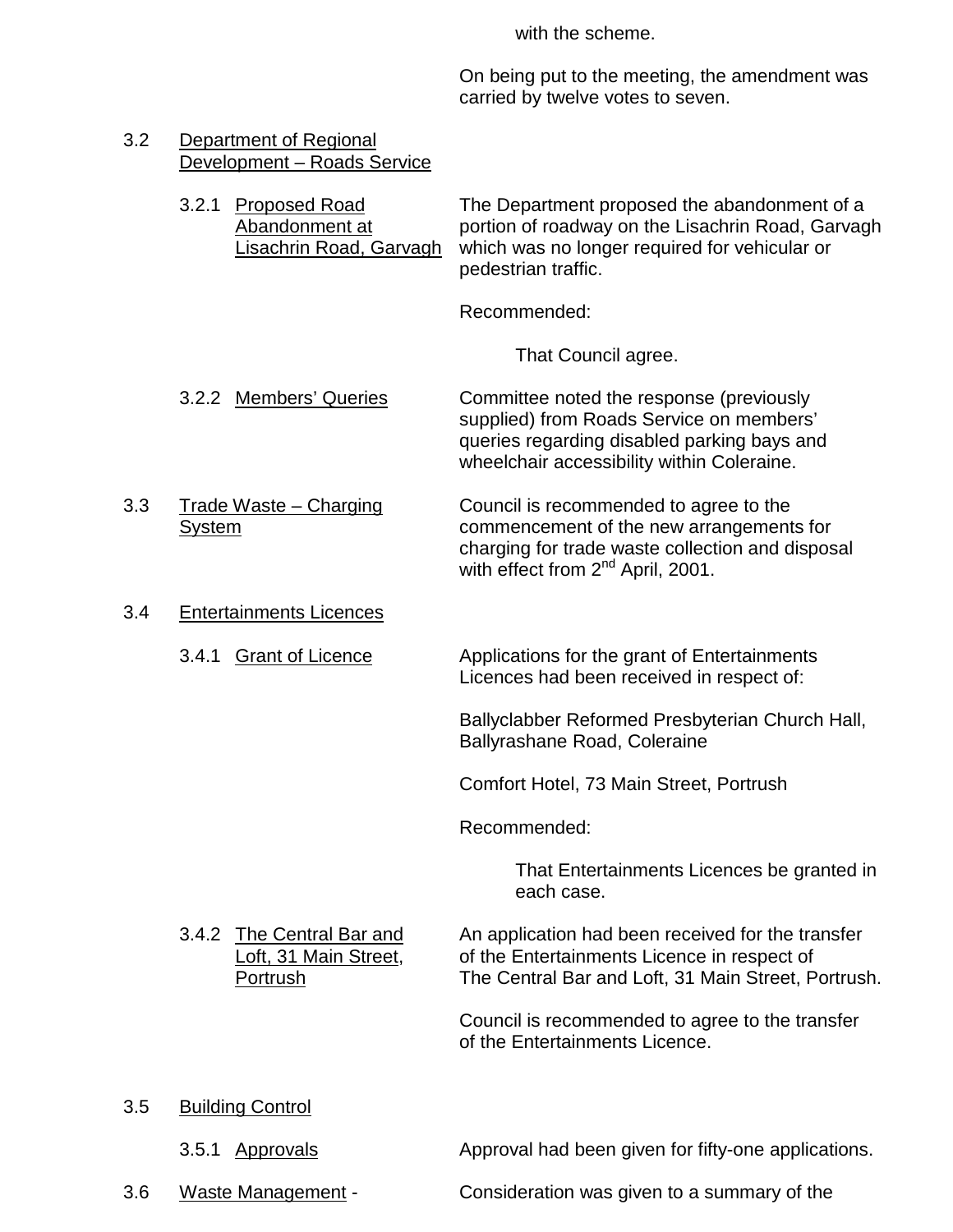with the scheme.

On being put to the meeting, the amendment was carried by twelve votes to seven.

3.2 Department of Regional Development – Roads Service

3.2.1 Proposed Road Abandonment at Lisachrin Road, Garvagh

The Department proposed the abandonment of a portion of roadway on the Lisachrin Road, Garvagh which was no longer required for vehicular or pedestrian traffic.

Recommended:

> That Council agree.

3.2.2 Members' Queries

Committee noted the response (previously supplied) from Roads Service on members' queries regarding disabled parking bays and wheelchair accessibility within Coleraine.

3.3 Trade Waste – Charging System

Council is recommended to agree to the commencement of the new arrangements for charging for trade waste collection and disposal with effect from 2nd April, 2001.

3.4 Entertainments Licences

3.4.1 Grant of Licence

Applications for the grant of Entertainments Licences had been received in respect of:

Ballyclabber Reformed Presbyterian Church Hall, Ballyrashane Road, Coleraine

Comfort Hotel, 73 Main Street, Portrush

Recommended:

> That Entertainments Licences be granted in each case.

3.4.2 The Central Bar and Loft, 31 Main Street, Portrush

An application had been received for the transfer of the Entertainments Licence in respect of The Central Bar and Loft, 31 Main Street, Portrush.

Council is recommended to agree to the transfer of the Entertainments Licence.

3.5 Building Control

3.5.1 Approvals

Approval had been given for fifty-one applications.

3.6 Waste Management -

Consideration was given to a summary of the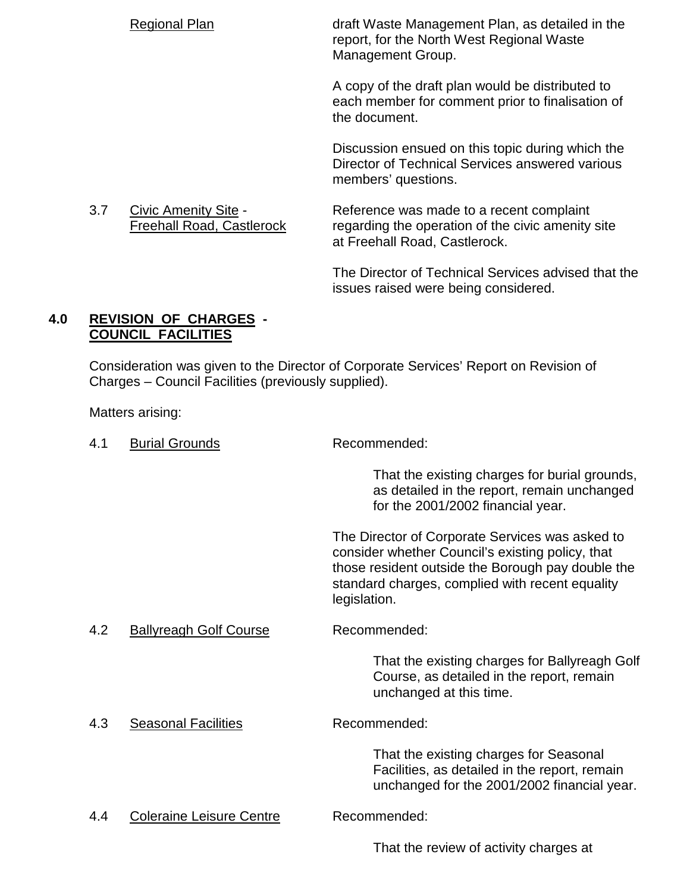Regional Plan — draft Waste Management Plan, as detailed in the report, for the North West Regional Waste Management Group.

A copy of the draft plan would be distributed to each member for comment prior to finalisation of the document.

Discussion ensued on this topic during which the Director of Technical Services answered various members' questions.

3.7 Civic Amenity Site - Freehall Road, Castlerock

Reference was made to a recent complaint regarding the operation of the civic amenity site at Freehall Road, Castlerock.

The Director of Technical Services advised that the issues raised were being considered.

**4.0 REVISION OF CHARGES - COUNCIL FACILITIES**

Consideration was given to the Director of Corporate Services' Report on Revision of Charges – Council Facilities (previously supplied).

Matters arising:

4.1 Burial Grounds

Recommended:

> That the existing charges for burial grounds, as detailed in the report, remain unchanged for the 2001/2002 financial year.

The Director of Corporate Services was asked to consider whether Council's existing policy, that those resident outside the Borough pay double the standard charges, complied with recent equality legislation.

4.2 Ballyreagh Golf Course

Recommended:

> That the existing charges for Ballyreagh Golf Course, as detailed in the report, remain unchanged at this time.

4.3 Seasonal Facilities

Recommended:

> That the existing charges for Seasonal Facilities, as detailed in the report, remain unchanged for the 2001/2002 financial year.

4.4 Coleraine Leisure Centre

Recommended:

> That the review of activity charges at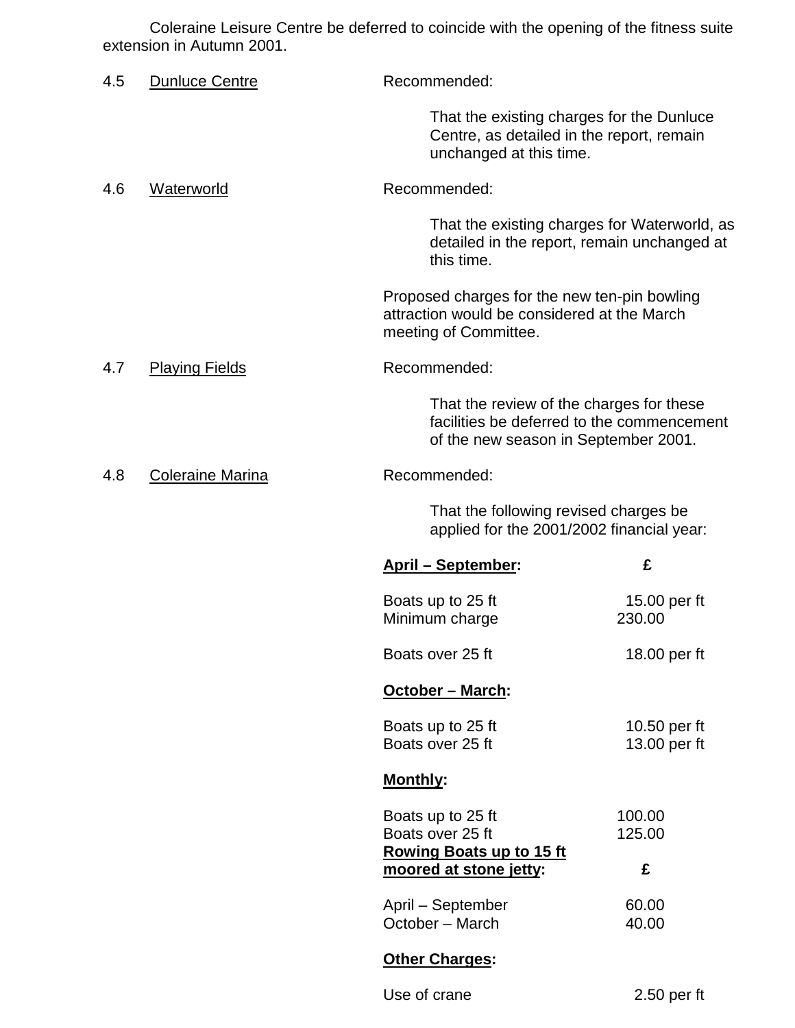Coleraine Leisure Centre be deferred to coincide with the opening of the fitness suite extension in Autumn 2001.

4.5 Dunluce Centre

Recommended:

That the existing charges for the Dunluce Centre, as detailed in the report, remain unchanged at this time.

4.6 Waterworld

Recommended:

That the existing charges for Waterworld, as detailed in the report, remain unchanged at this time.

Proposed charges for the new ten-pin bowling attraction would be considered at the March meeting of Committee.

4.7 Playing Fields

Recommended:

That the review of the charges for these facilities be deferred to the commencement of the new season in September 2001.

4.8 Coleraine Marina

Recommended:

That the following revised charges be applied for the 2001/2002 financial year:

| **April – September:** | **£** |
|---|---|
| Boats up to 25 ft | 15.00 per ft |
| Minimum charge | 230.00 |
| Boats over 25 ft | 18.00 per ft |
| **October – March:** | |
| Boats up to 25 ft | 10.50 per ft |
| Boats over 25 ft | 13.00 per ft |
| **Monthly:** | |
| Boats up to 25 ft | 100.00 |
| Boats over 25 ft | 125.00 |
| **Rowing Boats up to 15 ft moored at stone jetty:** | **£** |
| April – September | 60.00 |
| October – March | 40.00 |
| **Other Charges:** | |
| Use of crane | 2.50 per ft |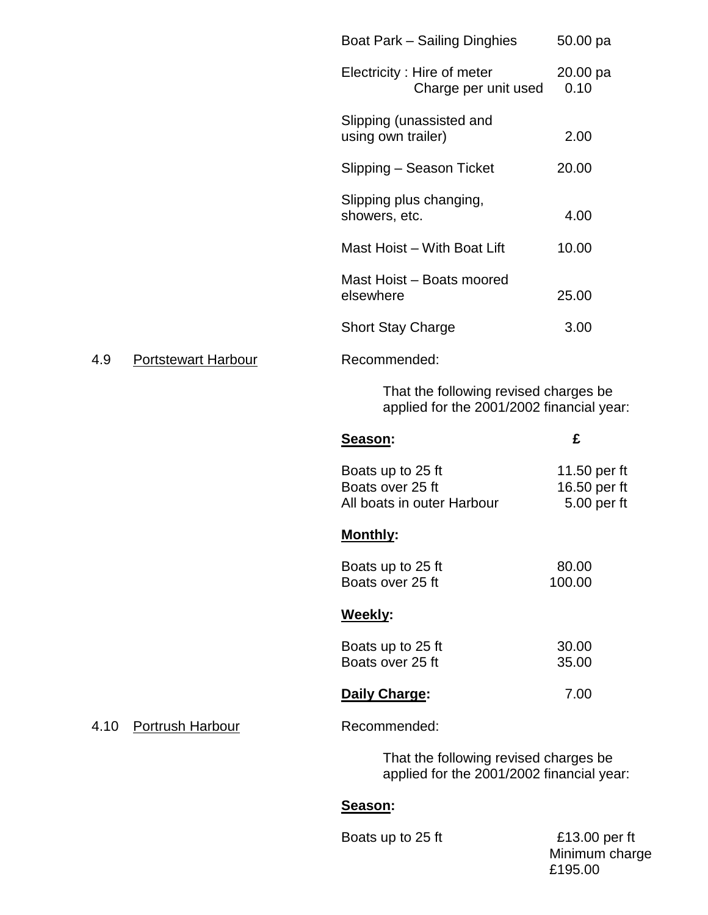| | |
|---|---|
| Boat Park – Sailing Dinghies | 50.00 pa |
| Electricity : Hire of meter | 20.00 pa |
| Charge per unit used | 0.10 |
| Slipping (unassisted and using own trailer) | 2.00 |
| Slipping – Season Ticket | 20.00 |
| Slipping plus changing, showers, etc. | 4.00 |
| Mast Hoist – With Boat Lift | 10.00 |
| Mast Hoist – Boats moored elsewhere | 25.00 |
| Short Stay Charge | 3.00 |

4.9 Portstewart Harbour

Recommended:

That the following revised charges be applied for the 2001/2002 financial year:

| **Season:** | **£** |
|---|---|
| Boats up to 25 ft | 11.50 per ft |
| Boats over 25 ft | 16.50 per ft |
| All boats in outer Harbour | 5.00 per ft |
| **Monthly:** | |
| Boats up to 25 ft | 80.00 |
| Boats over 25 ft | 100.00 |
| **Weekly:** | |
| Boats up to 25 ft | 30.00 |
| Boats over 25 ft | 35.00 |
| **Daily Charge:** | 7.00 |

4.10 Portrush Harbour

Recommended:

That the following revised charges be applied for the 2001/2002 financial year:

| **Season:** | |
|---|---|
| Boats up to 25 ft | £13.00 per ft Minimum charge £195.00 |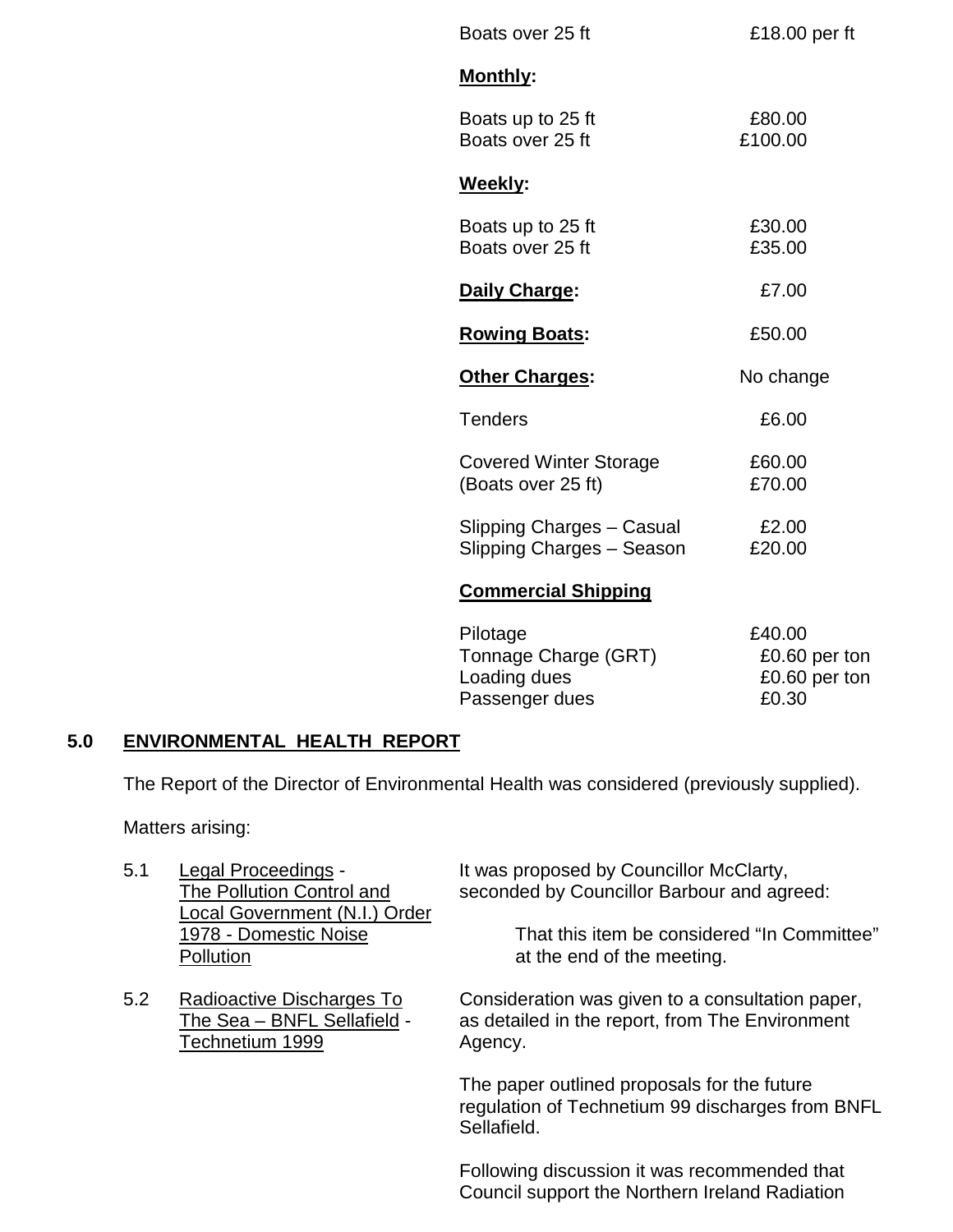| | |
|---|---|
| Boats over 25 ft | £18.00 per ft |

**Monthly:**

| | |
|---|---|
| Boats up to 25 ft | £80.00 |
| Boats over 25 ft | £100.00 |

**Weekly:**

| | |
|---|---|
| Boats up to 25 ft | £30.00 |
| Boats over 25 ft | £35.00 |

**Daily Charge:** £7.00

**Rowing Boats:** £50.00

**Other Charges:** No change

| | |
|---|---|
| Tenders | £6.00 |
| Covered Winter Storage | £60.00 |
| (Boats over 25 ft) | £70.00 |
| Slipping Charges – Casual | £2.00 |
| Slipping Charges – Season | £20.00 |

**Commercial Shipping**

| | |
|---|---|
| Pilotage | £40.00 |
| Tonnage Charge (GRT) | £0.60 per ton |
| Loading dues | £0.60 per ton |
| Passenger dues | £0.30 |

## 5.0 ENVIRONMENTAL HEALTH REPORT

The Report of the Director of Environmental Health was considered (previously supplied).

Matters arising:

5.1 Legal Proceedings - The Pollution Control and Local Government (N.I.) Order 1978 - Domestic Noise Pollution

It was proposed by Councillor McClarty, seconded by Councillor Barbour and agreed:

> That this item be considered "In Committee" at the end of the meeting.

5.2 Radioactive Discharges To The Sea – BNFL Sellafield - Technetium 1999

Consideration was given to a consultation paper, as detailed in the report, from The Environment Agency.

The paper outlined proposals for the future regulation of Technetium 99 discharges from BNFL Sellafield.

Following discussion it was recommended that Council support the Northern Ireland Radiation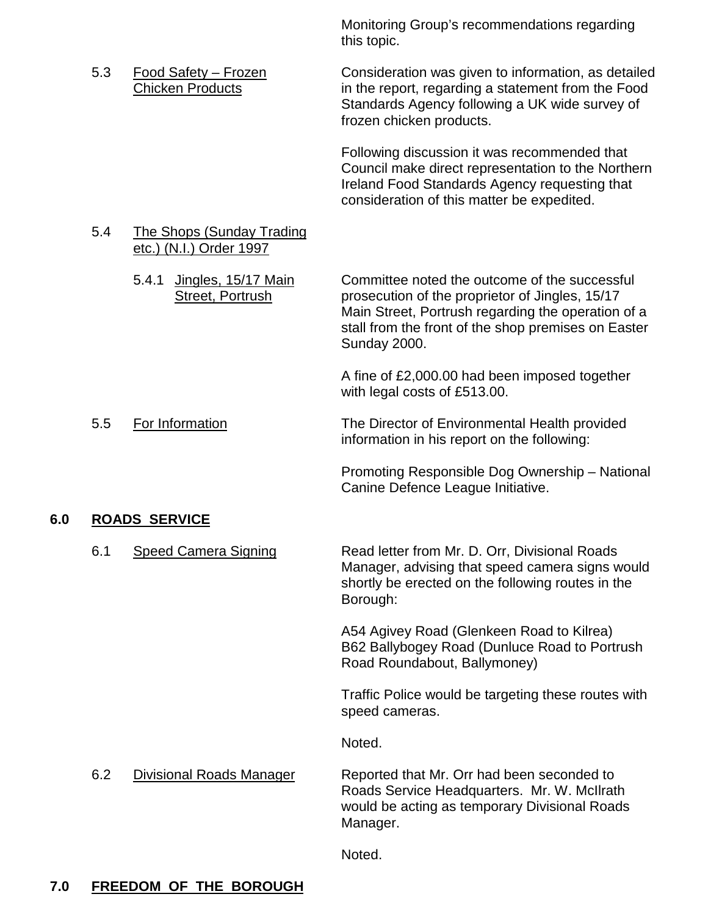Monitoring Group's recommendations regarding this topic.

5.3 Food Safety – Frozen Chicken Products

Consideration was given to information, as detailed in the report, regarding a statement from the Food Standards Agency following a UK wide survey of frozen chicken products.

Following discussion it was recommended that Council make direct representation to the Northern Ireland Food Standards Agency requesting that consideration of this matter be expedited.

5.4 The Shops (Sunday Trading etc.) (N.I.) Order 1997

5.4.1 Jingles, 15/17 Main Street, Portrush

Committee noted the outcome of the successful prosecution of the proprietor of Jingles, 15/17 Main Street, Portrush regarding the operation of a stall from the front of the shop premises on Easter Sunday 2000.

A fine of £2,000.00 had been imposed together with legal costs of £513.00.

5.5 For Information

The Director of Environmental Health provided information in his report on the following:

Promoting Responsible Dog Ownership – National Canine Defence League Initiative.

## 6.0 ROADS SERVICE

6.1 Speed Camera Signing

Read letter from Mr. D. Orr, Divisional Roads Manager, advising that speed camera signs would shortly be erected on the following routes in the Borough:

A54 Agivey Road (Glenkeen Road to Kilrea)
B62 Ballybogey Road (Dunluce Road to Portrush Road Roundabout, Ballymoney)

Traffic Police would be targeting these routes with speed cameras.

Noted.

6.2 Divisional Roads Manager

Reported that Mr. Orr had been seconded to Roads Service Headquarters. Mr. W. McIlrath would be acting as temporary Divisional Roads Manager.

Noted.

## 7.0 FREEDOM OF THE BOROUGH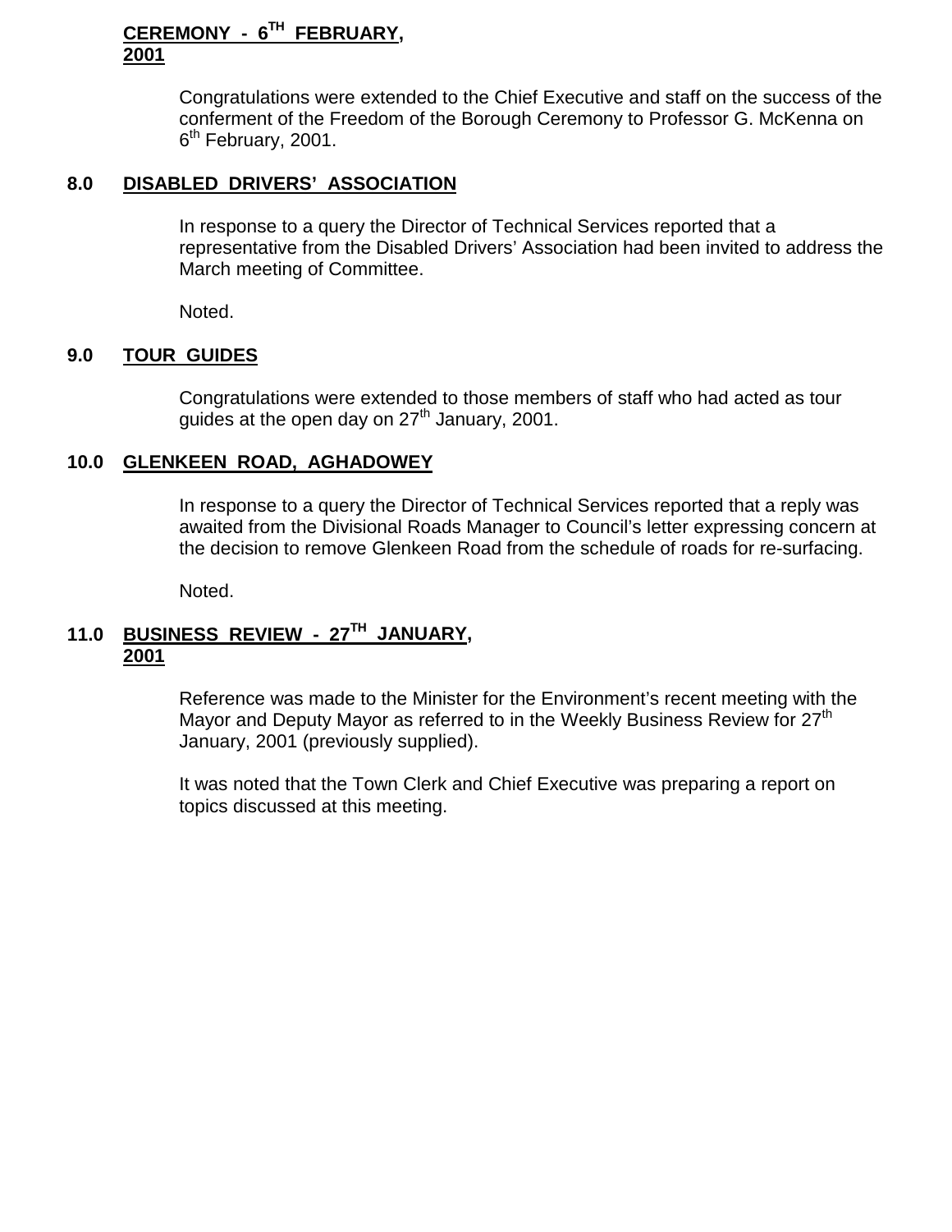## CEREMONY - 6TH FEBRUARY, 2001

Congratulations were extended to the Chief Executive and staff on the success of the conferment of the Freedom of the Borough Ceremony to Professor G. McKenna on 6th February, 2001.

## 8.0 DISABLED DRIVERS' ASSOCIATION

In response to a query the Director of Technical Services reported that a representative from the Disabled Drivers' Association had been invited to address the March meeting of Committee.

Noted.

## 9.0 TOUR GUIDES

Congratulations were extended to those members of staff who had acted as tour guides at the open day on 27th January, 2001.

## 10.0 GLENKEEN ROAD, AGHADOWEY

In response to a query the Director of Technical Services reported that a reply was awaited from the Divisional Roads Manager to Council's letter expressing concern at the decision to remove Glenkeen Road from the schedule of roads for re-surfacing.

Noted.

## 11.0 BUSINESS REVIEW - 27TH JANUARY, 2001

Reference was made to the Minister for the Environment's recent meeting with the Mayor and Deputy Mayor as referred to in the Weekly Business Review for 27th January, 2001 (previously supplied).

It was noted that the Town Clerk and Chief Executive was preparing a report on topics discussed at this meeting.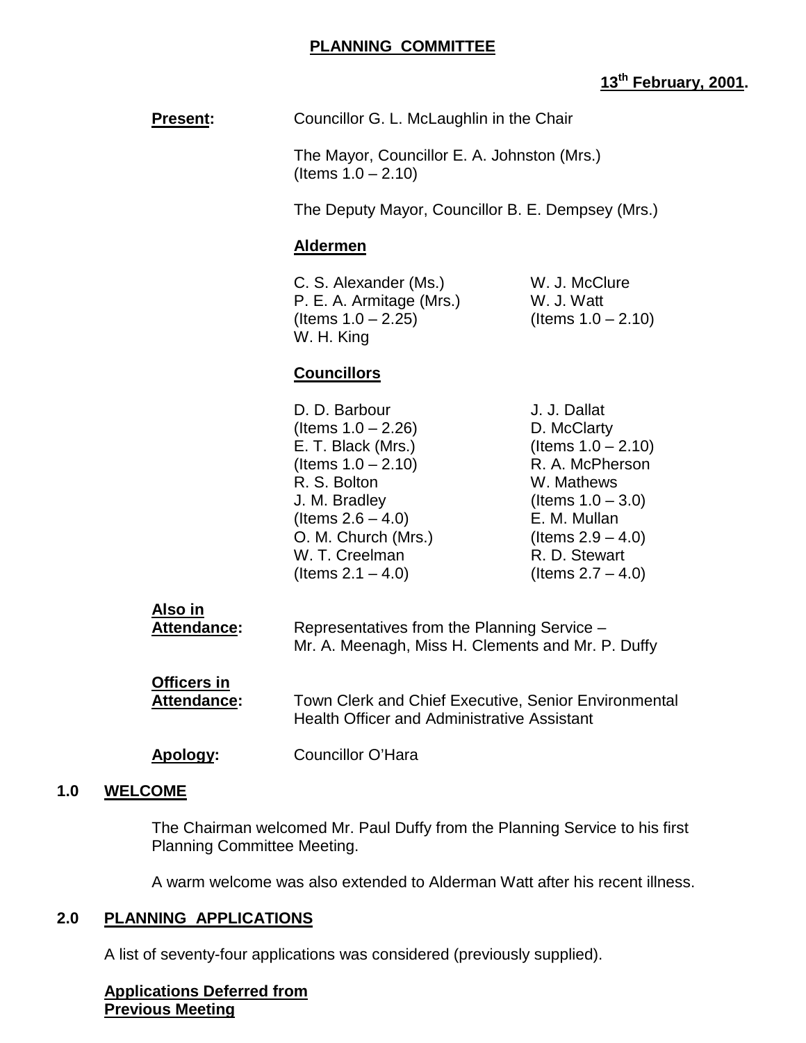## PLANNING COMMITTEE

**13th February, 2001.**

**Present:** Councillor G. L. McLaughlin in the Chair

The Mayor, Councillor E. A. Johnston (Mrs.) (Items 1.0 – 2.10)

The Deputy Mayor, Councillor B. E. Dempsey (Mrs.)

**Aldermen**

C. S. Alexander (Ms.)
P. E. A. Armitage (Mrs.) (Items 1.0 – 2.25)
W. H. King
W. J. McClure
W. J. Watt (Items 1.0 – 2.10)

**Councillors**

D. D. Barbour (Items 1.0 – 2.26)
E. T. Black (Mrs.) (Items 1.0 – 2.10)
R. S. Bolton
J. M. Bradley (Items 2.6 – 4.0)
O. M. Church (Mrs.)
W. T. Creelman (Items 2.1 – 4.0)
J. J. Dallat
D. McClarty (Items 1.0 – 2.10)
R. A. McPherson
W. Mathews (Items 1.0 – 3.0)
E. M. Mullan (Items 2.9 – 4.0)
R. D. Stewart (Items 2.7 – 4.0)

**Also in Attendance:** Representatives from the Planning Service – Mr. A. Meenagh, Miss H. Clements and Mr. P. Duffy

**Officers in Attendance:** Town Clerk and Chief Executive, Senior Environmental Health Officer and Administrative Assistant

**Apology:** Councillor O'Hara

### 1.0 WELCOME

The Chairman welcomed Mr. Paul Duffy from the Planning Service to his first Planning Committee Meeting.

A warm welcome was also extended to Alderman Watt after his recent illness.

### 2.0 PLANNING APPLICATIONS

A list of seventy-four applications was considered (previously supplied).

**Applications Deferred from Previous Meeting**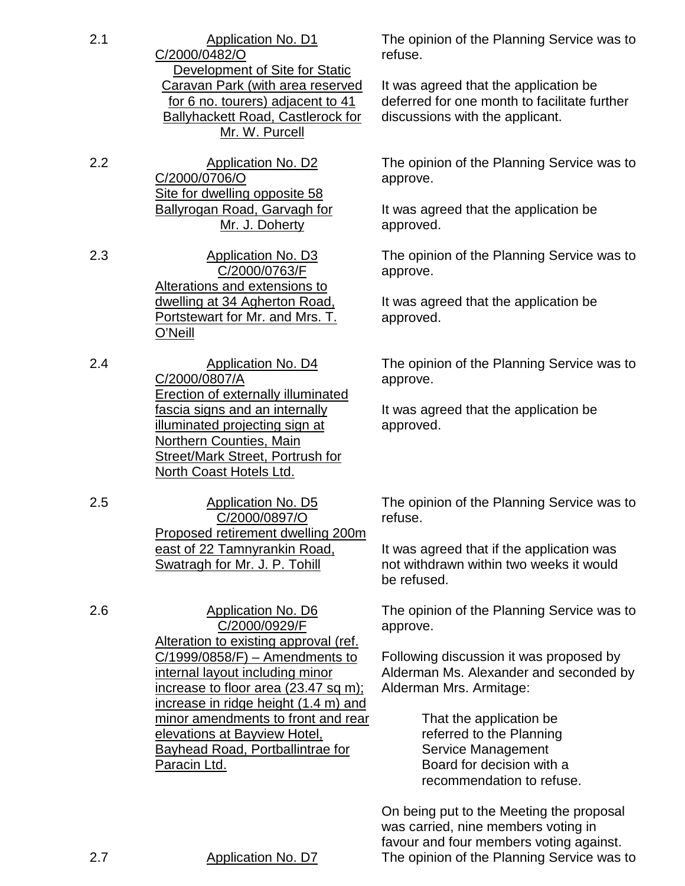2.1 Application No. D1
C/2000/0482/O
Development of Site for Static Caravan Park (with area reserved for 6 no. tourers) adjacent to 41 Ballyhackett Road, Castlerock for Mr. W. Purcell

The opinion of the Planning Service was to refuse.

It was agreed that the application be deferred for one month to facilitate further discussions with the applicant.

2.2 Application No. D2
C/2000/0706/O
Site for dwelling opposite 58 Ballyrogan Road, Garvagh for Mr. J. Doherty

The opinion of the Planning Service was to approve.

It was agreed that the application be approved.

2.3 Application No. D3
C/2000/0763/F
Alterations and extensions to dwelling at 34 Agherton Road, Portstewart for Mr. and Mrs. T. O'Neill

The opinion of the Planning Service was to approve.

It was agreed that the application be approved.

2.4 Application No. D4
C/2000/0807/A
Erection of externally illuminated fascia signs and an internally illuminated projecting sign at Northern Counties, Main Street/Mark Street, Portrush for North Coast Hotels Ltd.

The opinion of the Planning Service was to approve.

It was agreed that the application be approved.

2.5 Application No. D5
C/2000/0897/O
Proposed retirement dwelling 200m east of 22 Tamnyrankin Road, Swatragh for Mr. J. P. Tohill

The opinion of the Planning Service was to refuse.

It was agreed that if the application was not withdrawn within two weeks it would be refused.

2.6 Application No. D6
C/2000/0929/F
Alteration to existing approval (ref. C/1999/0858/F) – Amendments to internal layout including minor increase to floor area (23.47 sq m); increase in ridge height (1.4 m) and minor amendments to front and rear elevations at Bayview Hotel, Bayhead Road, Portballintrae for Paracin Ltd.

The opinion of the Planning Service was to approve.

Following discussion it was proposed by Alderman Ms. Alexander and seconded by Alderman Mrs. Armitage:

> That the application be referred to the Planning Service Management Board for decision with a recommendation to refuse.

On being put to the Meeting the proposal was carried, nine members voting in favour and four members voting against.

2.7 Application No. D7

The opinion of the Planning Service was to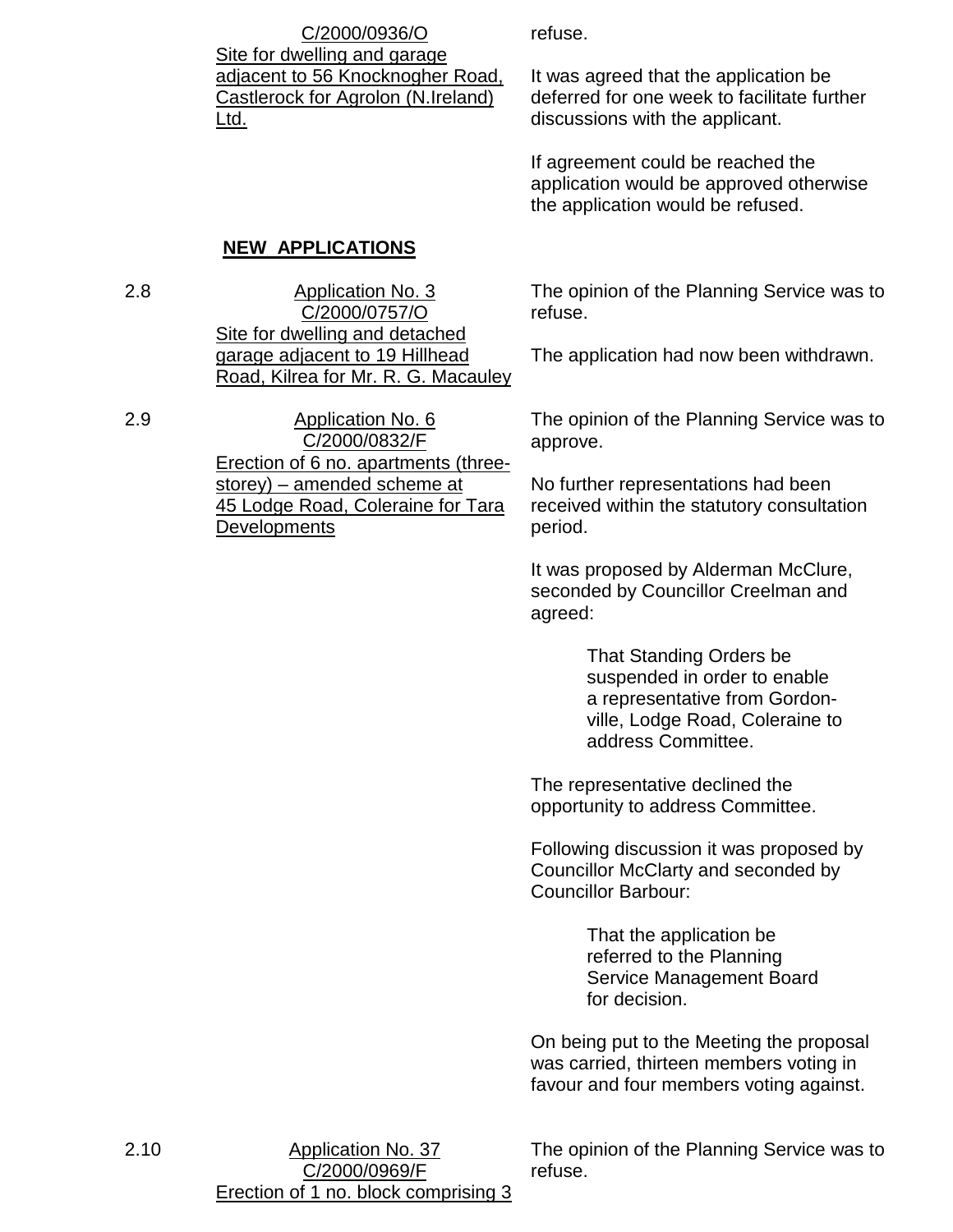C/2000/0936/O
Site for dwelling and garage adjacent to 56 Knocknogher Road, Castlerock for Agrolon (N.Ireland) Ltd.

refuse.

It was agreed that the application be deferred for one week to facilitate further discussions with the applicant.

If agreement could be reached the application would be approved otherwise the application would be refused.

**NEW APPLICATIONS**

2.8 Application No. 3
C/2000/0757/O
Site for dwelling and detached garage adjacent to 19 Hillhead Road, Kilrea for Mr. R. G. Macauley

The opinion of the Planning Service was to refuse.

The application had now been withdrawn.

2.9 Application No. 6
C/2000/0832/F
Erection of 6 no. apartments (three-storey) – amended scheme at 45 Lodge Road, Coleraine for Tara Developments

The opinion of the Planning Service was to approve.

No further representations had been received within the statutory consultation period.

It was proposed by Alderman McClure, seconded by Councillor Creelman and agreed:

> That Standing Orders be suspended in order to enable a representative from Gordon-ville, Lodge Road, Coleraine to address Committee.

The representative declined the opportunity to address Committee.

Following discussion it was proposed by Councillor McClarty and seconded by Councillor Barbour:

> That the application be referred to the Planning Service Management Board for decision.

On being put to the Meeting the proposal was carried, thirteen members voting in favour and four members voting against.

2.10 Application No. 37
C/2000/0969/F
Erection of 1 no. block comprising 3

The opinion of the Planning Service was to refuse.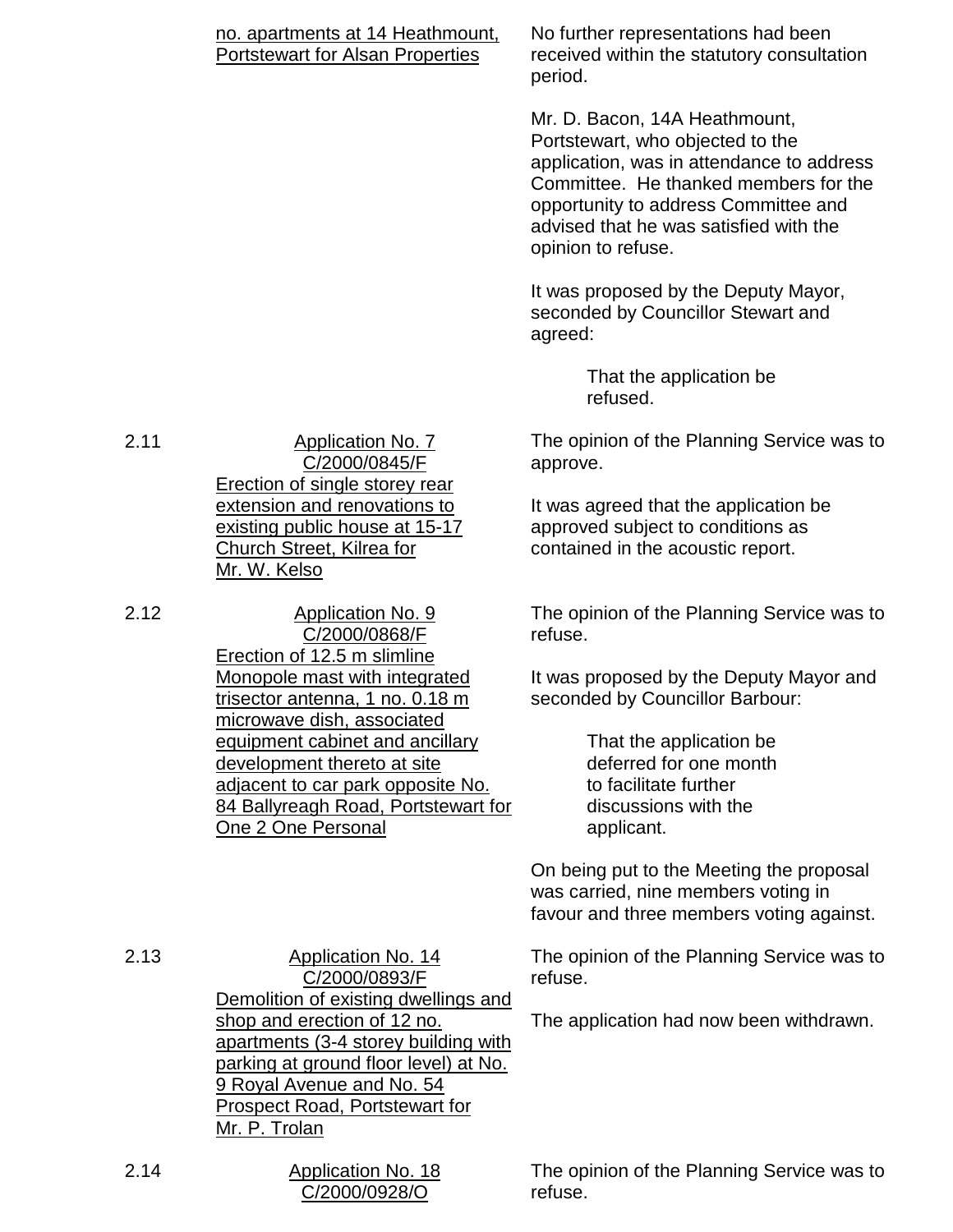| | | |
|---|---|---|
| | <u>no. apartments at 14 Heathmount, Portstewart for Alsan Properties</u> | No further representations had been received within the statutory consultation period.<br><br>Mr. D. Bacon, 14A Heathmount, Portstewart, who objected to the application, was in attendance to address Committee. He thanked members for the opportunity to address Committee and advised that he was satisfied with the opinion to refuse.<br><br>It was proposed by the Deputy Mayor, seconded by Councillor Stewart and agreed:<br><br>That the application be refused. |
| 2.11 | <u>Application No. 7</u><br><u>C/2000/0845/F</u><br><u>Erection of single storey rear extension and renovations to existing public house at 15-17 Church Street, Kilrea for Mr. W. Kelso</u> | The opinion of the Planning Service was to approve.<br><br>It was agreed that the application be approved subject to conditions as contained in the acoustic report. |
| 2.12 | <u>Application No. 9</u><br><u>C/2000/0868/F</u><br><u>Erection of 12.5 m slimline Monopole mast with integrated trisector antenna, 1 no. 0.18 m microwave dish, associated equipment cabinet and ancillary development thereto at site adjacent to car park opposite No. 84 Ballyreagh Road, Portstewart for One 2 One Personal</u> | The opinion of the Planning Service was to refuse.<br><br>It was proposed by the Deputy Mayor and seconded by Councillor Barbour:<br><br>That the application be deferred for one month to facilitate further discussions with the applicant.<br><br>On being put to the Meeting the proposal was carried, nine members voting in favour and three members voting against. |
| 2.13 | <u>Application No. 14</u><br><u>C/2000/0893/F</u><br><u>Demolition of existing dwellings and shop and erection of 12 no. apartments (3-4 storey building with parking at ground floor level) at No. 9 Royal Avenue and No. 54 Prospect Road, Portstewart for Mr. P. Trolan</u> | The opinion of the Planning Service was to refuse.<br><br>The application had now been withdrawn. |
| 2.14 | <u>Application No. 18</u><br><u>C/2000/0928/O</u> | The opinion of the Planning Service was to refuse. |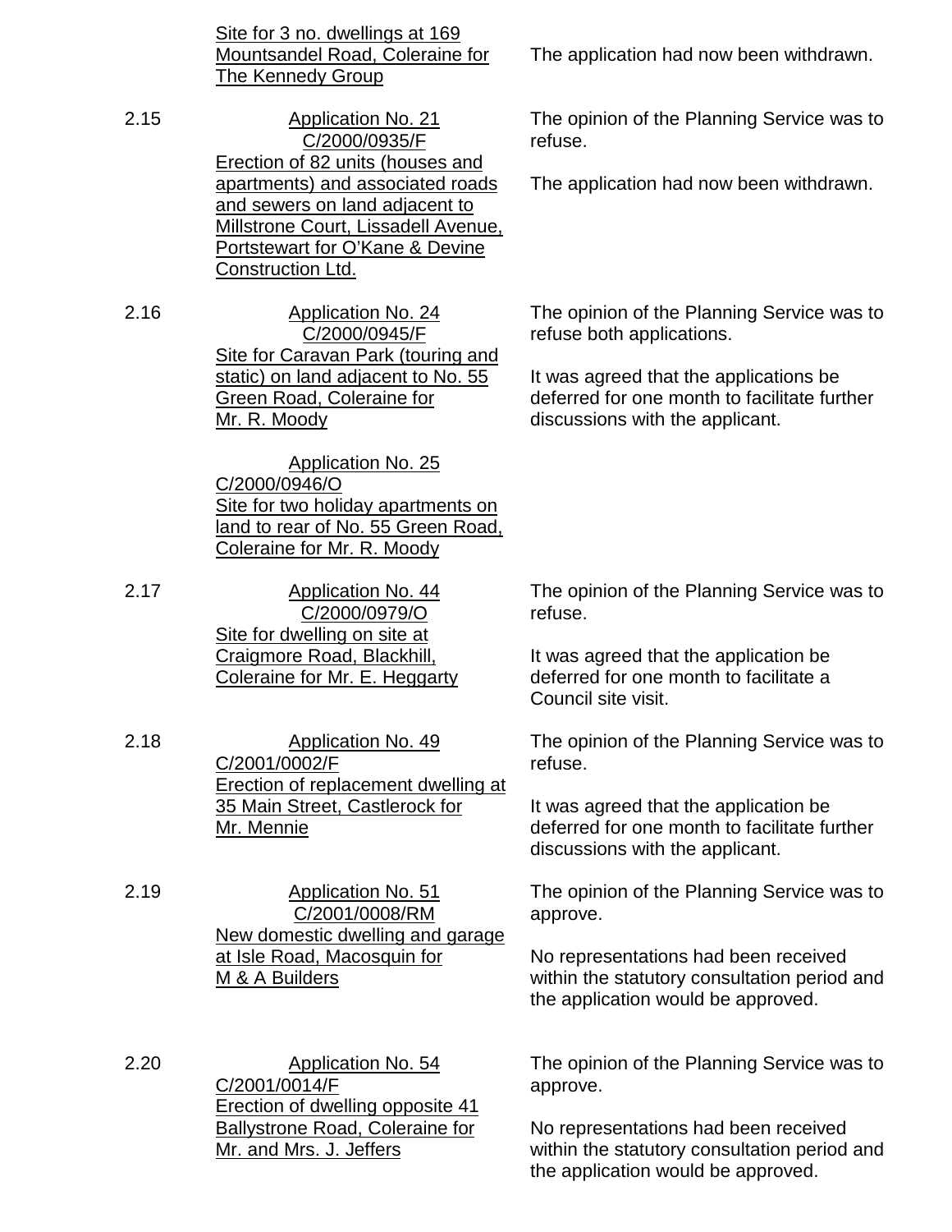| | | |
|---|---|---|
| | <u>Site for 3 no. dwellings at 169 Mountsandel Road, Coleraine for The Kennedy Group</u> | The application had now been withdrawn. |
| 2.15 | <u>Application No. 21</u><br><u>C/2000/0935/F</u><br><u>Erection of 82 units (houses and apartments) and associated roads and sewers on land adjacent to Millstrone Court, Lissadell Avenue, Portstewart for O'Kane & Devine Construction Ltd.</u> | The opinion of the Planning Service was to refuse.<br><br>The application had now been withdrawn. |
| 2.16 | <u>Application No. 24</u><br><u>C/2000/0945/F</u><br><u>Site for Caravan Park (touring and static) on land adjacent to No. 55 Green Road, Coleraine for Mr. R. Moody</u><br><br><u>Application No. 25</u><br><u>C/2000/0946/O</u><br><u>Site for two holiday apartments on land to rear of No. 55 Green Road, Coleraine for Mr. R. Moody</u> | The opinion of the Planning Service was to refuse both applications.<br><br>It was agreed that the applications be deferred for one month to facilitate further discussions with the applicant. |
| 2.17 | <u>Application No. 44</u><br><u>C/2000/0979/O</u><br><u>Site for dwelling on site at Craigmore Road, Blackhill, Coleraine for Mr. E. Heggarty</u> | The opinion of the Planning Service was to refuse.<br><br>It was agreed that the application be deferred for one month to facilitate a Council site visit. |
| 2.18 | <u>Application No. 49</u><br><u>C/2001/0002/F</u><br><u>Erection of replacement dwelling at 35 Main Street, Castlerock for Mr. Mennie</u> | The opinion of the Planning Service was to refuse.<br><br>It was agreed that the application be deferred for one month to facilitate further discussions with the applicant. |
| 2.19 | <u>Application No. 51</u><br><u>C/2001/0008/RM</u><br><u>New domestic dwelling and garage at Isle Road, Macosquin for M & A Builders</u> | The opinion of the Planning Service was to approve.<br><br>No representations had been received within the statutory consultation period and the application would be approved. |
| 2.20 | <u>Application No. 54</u><br><u>C/2001/0014/F</u><br><u>Erection of dwelling opposite 41 Ballystrone Road, Coleraine for Mr. and Mrs. J. Jeffers</u> | The opinion of the Planning Service was to approve.<br><br>No representations had been received within the statutory consultation period and the application would be approved. |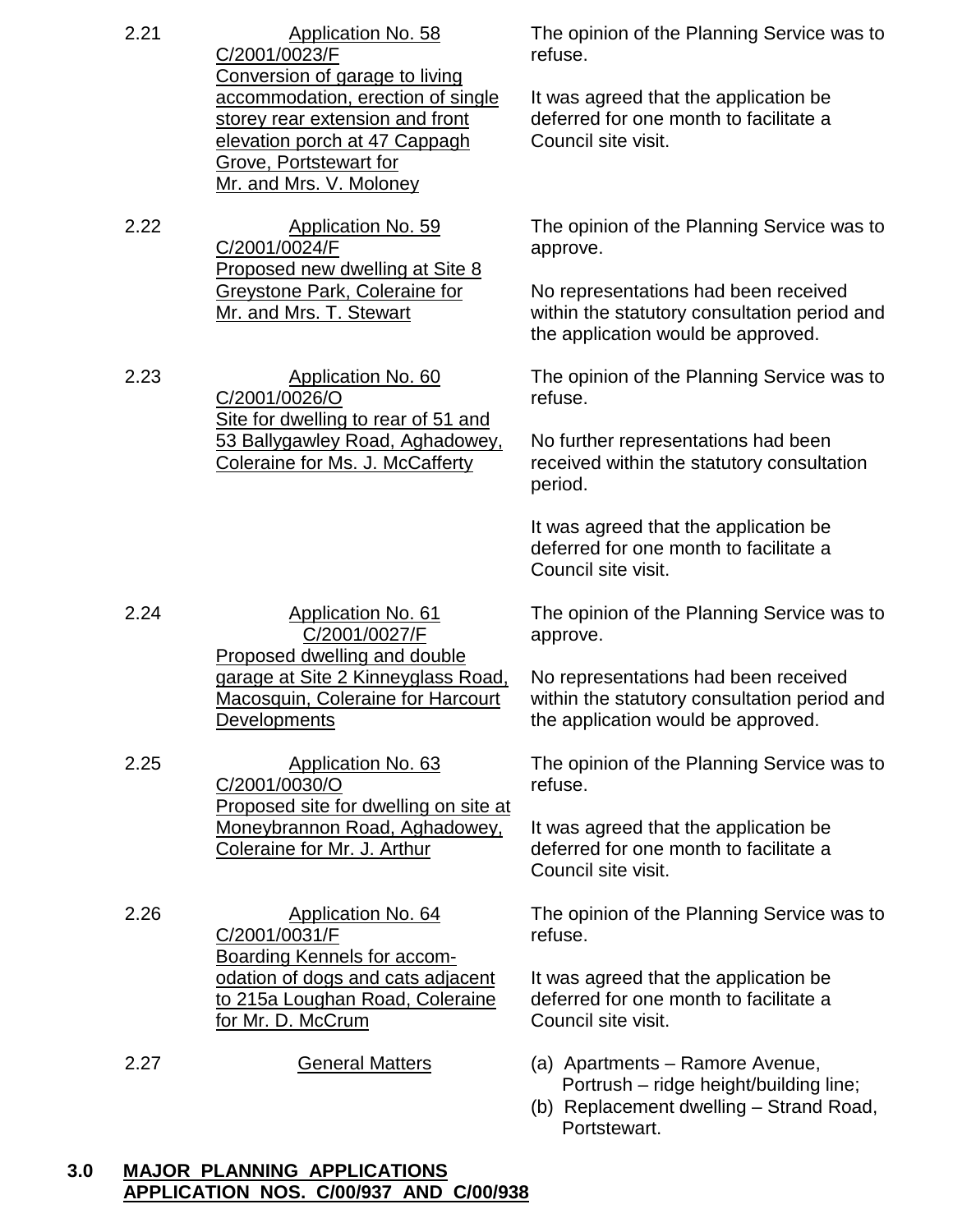| | | |
|---|---|---|
| 2.21 | Application No. 58<br>C/2001/0023/F<br>Conversion of garage to living accommodation, erection of single storey rear extension and front elevation porch at 47 Cappagh Grove, Portstewart for Mr. and Mrs. V. Moloney | The opinion of the Planning Service was to refuse.<br><br>It was agreed that the application be deferred for one month to facilitate a Council site visit. |
| 2.22 | Application No. 59<br>C/2001/0024/F<br>Proposed new dwelling at Site 8 Greystone Park, Coleraine for Mr. and Mrs. T. Stewart | The opinion of the Planning Service was to approve.<br><br>No representations had been received within the statutory consultation period and the application would be approved. |
| 2.23 | Application No. 60<br>C/2001/0026/O<br>Site for dwelling to rear of 51 and 53 Ballygawley Road, Aghadowey, Coleraine for Ms. J. McCafferty | The opinion of the Planning Service was to refuse.<br><br>No further representations had been received within the statutory consultation period.<br><br>It was agreed that the application be deferred for one month to facilitate a Council site visit. |
| 2.24 | Application No. 61<br>C/2001/0027/F<br>Proposed dwelling and double garage at Site 2 Kinneyglass Road, Macosquin, Coleraine for Harcourt Developments | The opinion of the Planning Service was to approve.<br><br>No representations had been received within the statutory consultation period and the application would be approved. |
| 2.25 | Application No. 63<br>C/2001/0030/O<br>Proposed site for dwelling on site at Moneybrannon Road, Aghadowey, Coleraine for Mr. J. Arthur | The opinion of the Planning Service was to refuse.<br><br>It was agreed that the application be deferred for one month to facilitate a Council site visit. |
| 2.26 | Application No. 64<br>C/2001/0031/F<br>Boarding Kennels for accom-odation of dogs and cats adjacent to 215a Loughan Road, Coleraine for Mr. D. McCrum | The opinion of the Planning Service was to refuse.<br><br>It was agreed that the application be deferred for one month to facilitate a Council site visit. |
| 2.27 | General Matters | (a) Apartments – Ramore Avenue, Portrush – ridge height/building line;<br>(b) Replacement dwelling – Strand Road, Portstewart. |

**3.0 MAJOR PLANNING APPLICATIONS APPLICATION NOS. C/00/937 AND C/00/938**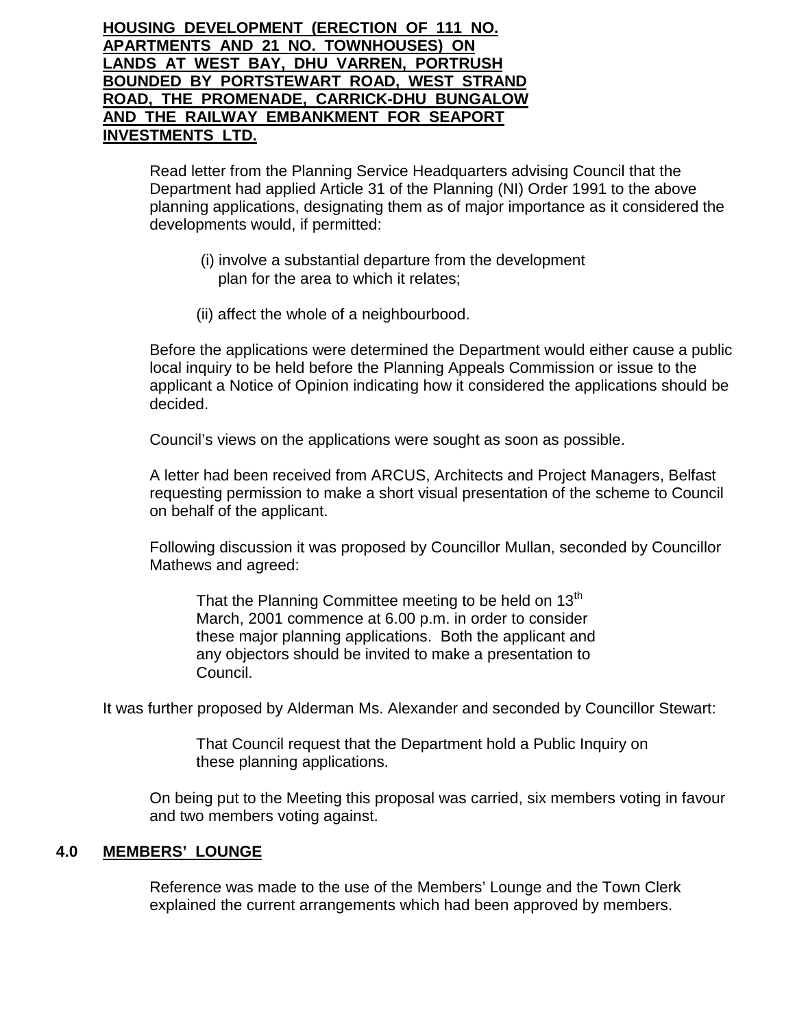**HOUSING DEVELOPMENT (ERECTION OF 111 NO. APARTMENTS AND 21 NO. TOWNHOUSES) ON LANDS AT WEST BAY, DHU VARREN, PORTRUSH BOUNDED BY PORTSTEWART ROAD, WEST STRAND ROAD, THE PROMENADE, CARRICK-DHU BUNGALOW AND THE RAILWAY EMBANKMENT FOR SEAPORT INVESTMENTS LTD.**

Read letter from the Planning Service Headquarters advising Council that the Department had applied Article 31 of the Planning (NI) Order 1991 to the above planning applications, designating them as of major importance as it considered the developments would, if permitted:

(i) involve a substantial departure from the development plan for the area to which it relates;

(ii) affect the whole of a neighbourbood.

Before the applications were determined the Department would either cause a public local inquiry to be held before the Planning Appeals Commission or issue to the applicant a Notice of Opinion indicating how it considered the applications should be decided.

Council's views on the applications were sought as soon as possible.

A letter had been received from ARCUS, Architects and Project Managers, Belfast requesting permission to make a short visual presentation of the scheme to Council on behalf of the applicant.

Following discussion it was proposed by Councillor Mullan, seconded by Councillor Mathews and agreed:

> That the Planning Committee meeting to be held on 13th March, 2001 commence at 6.00 p.m. in order to consider these major planning applications. Both the applicant and any objectors should be invited to make a presentation to Council.

It was further proposed by Alderman Ms. Alexander and seconded by Councillor Stewart:

> That Council request that the Department hold a Public Inquiry on these planning applications.

On being put to the Meeting this proposal was carried, six members voting in favour and two members voting against.

## 4.0 MEMBERS' LOUNGE

Reference was made to the use of the Members' Lounge and the Town Clerk explained the current arrangements which had been approved by members.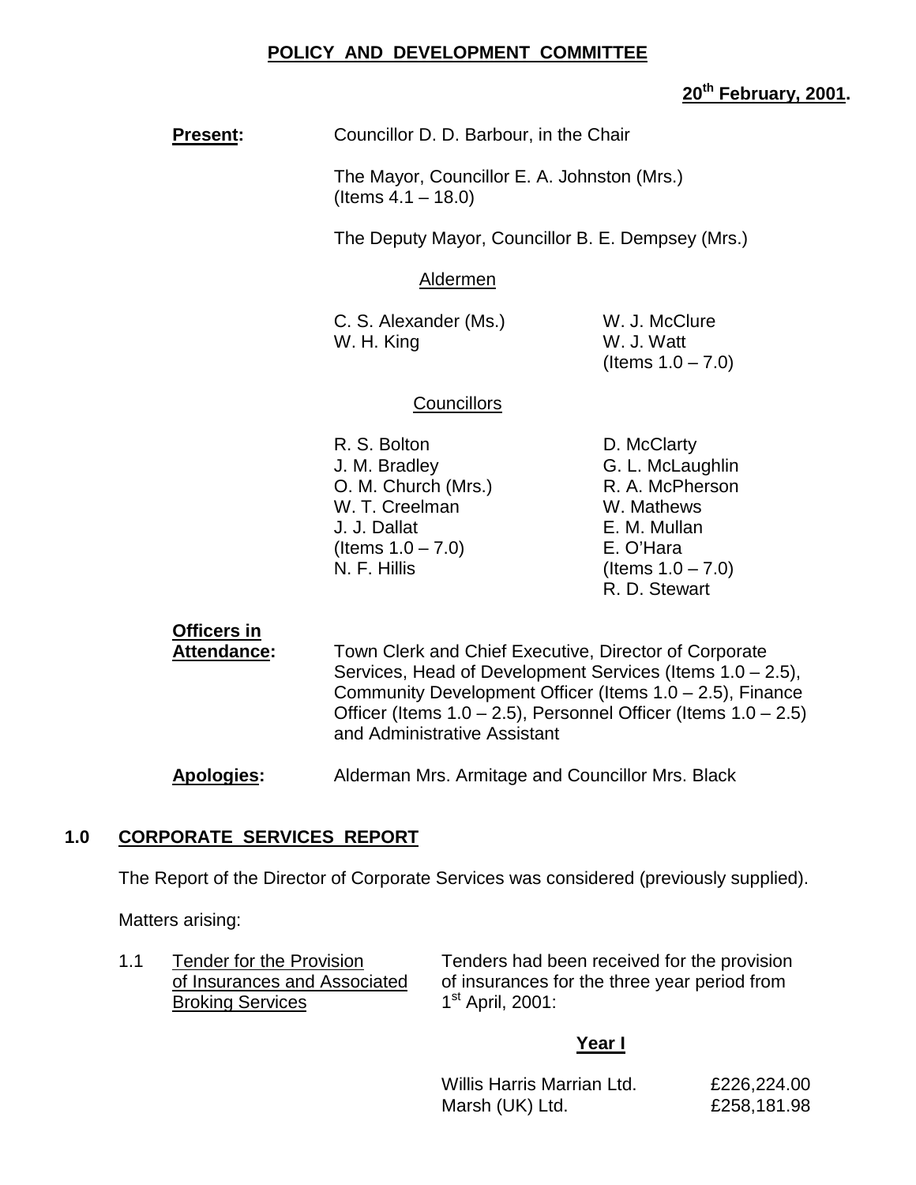# POLICY AND DEVELOPMENT COMMITTEE

**20th February, 2001.**

**Present:** Councillor D. D. Barbour, in the Chair

The Mayor, Councillor E. A. Johnston (Mrs.) (Items 4.1 – 18.0)

The Deputy Mayor, Councillor B. E. Dempsey (Mrs.)

Aldermen

C. S. Alexander (Ms.)
W. H. King
W. J. McClure
W. J. Watt (Items 1.0 – 7.0)

Councillors

R. S. Bolton
J. M. Bradley
O. M. Church (Mrs.)
W. T. Creelman
J. J. Dallat (Items 1.0 – 7.0)
N. F. Hillis
D. McClarty
G. L. McLaughlin
R. A. McPherson
W. Mathews
E. M. Mullan
E. O'Hara (Items 1.0 – 7.0)
R. D. Stewart

**Officers in Attendance:** Town Clerk and Chief Executive, Director of Corporate Services, Head of Development Services (Items 1.0 – 2.5), Community Development Officer (Items 1.0 – 2.5), Finance Officer (Items 1.0 – 2.5), Personnel Officer (Items 1.0 – 2.5) and Administrative Assistant

**Apologies:** Alderman Mrs. Armitage and Councillor Mrs. Black

## 1.0 CORPORATE SERVICES REPORT

The Report of the Director of Corporate Services was considered (previously supplied).

Matters arising:

1.1 Tender for the Provision of Insurances and Associated Broking Services

Tenders had been received for the provision of insurances for the three year period from 1st April, 2001:

**Year I**

| | |
|---|---|
| Willis Harris Marrian Ltd. | £226,224.00 |
| Marsh (UK) Ltd. | £258,181.98 |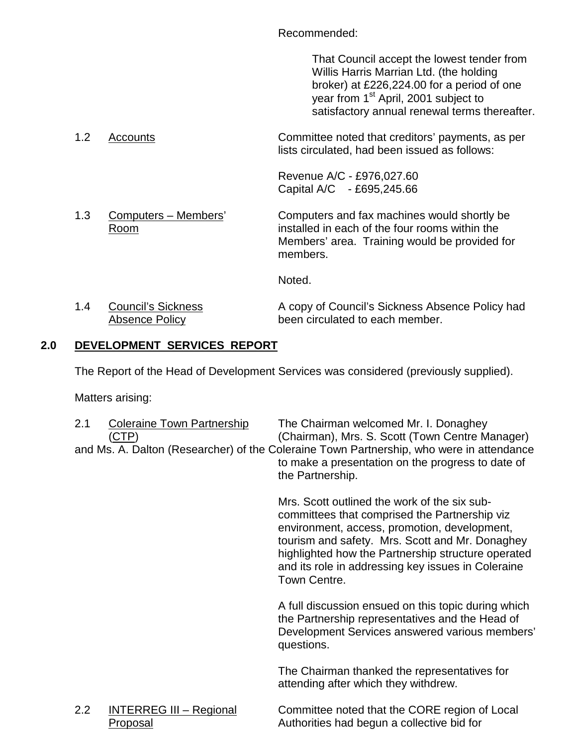Recommended:

> That Council accept the lowest tender from Willis Harris Marrian Ltd. (the holding broker) at £226,224.00 for a period of one year from 1st April, 2001 subject to satisfactory annual renewal terms thereafter.

1.2 Accounts

Committee noted that creditors' payments, as per lists circulated, had been issued as follows:

Revenue A/C - £976,027.60
Capital A/C - £695,245.66

1.3 Computers – Members' Room

Computers and fax machines would shortly be installed in each of the four rooms within the Members' area. Training would be provided for members.

Noted.

1.4 Council's Sickness Absence Policy

A copy of Council's Sickness Absence Policy had been circulated to each member.

## 2.0 DEVELOPMENT SERVICES REPORT

The Report of the Head of Development Services was considered (previously supplied).

Matters arising:

2.1 Coleraine Town Partnership (CTP)

The Chairman welcomed Mr. I. Donaghey (Chairman), Mrs. S. Scott (Town Centre Manager) and Ms. A. Dalton (Researcher) of the Coleraine Town Partnership, who were in attendance to make a presentation on the progress to date of the Partnership.

Mrs. Scott outlined the work of the six sub-committees that comprised the Partnership viz environment, access, promotion, development, tourism and safety. Mrs. Scott and Mr. Donaghey highlighted how the Partnership structure operated and its role in addressing key issues in Coleraine Town Centre.

A full discussion ensued on this topic during which the Partnership representatives and the Head of Development Services answered various members' questions.

The Chairman thanked the representatives for attending after which they withdrew.

2.2 INTERREG III – Regional Proposal

Committee noted that the CORE region of Local Authorities had begun a collective bid for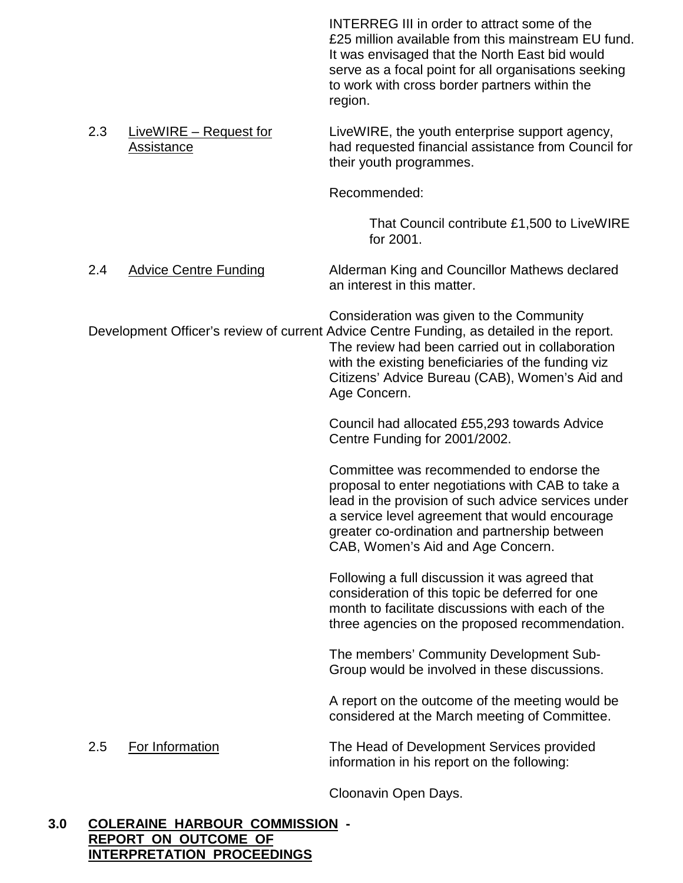INTERREG III in order to attract some of the £25 million available from this mainstream EU fund. It was envisaged that the North East bid would serve as a focal point for all organisations seeking to work with cross border partners within the region.

2.3 LiveWIRE – Request for Assistance

LiveWIRE, the youth enterprise support agency, had requested financial assistance from Council for their youth programmes.

Recommended:

> That Council contribute £1,500 to LiveWIRE for 2001.

2.4 Advice Centre Funding

Alderman King and Councillor Mathews declared an interest in this matter.

Consideration was given to the Community Development Officer's review of current Advice Centre Funding, as detailed in the report. The review had been carried out in collaboration with the existing beneficiaries of the funding viz Citizens' Advice Bureau (CAB), Women's Aid and Age Concern.

Council had allocated £55,293 towards Advice Centre Funding for 2001/2002.

Committee was recommended to endorse the proposal to enter negotiations with CAB to take a lead in the provision of such advice services under a service level agreement that would encourage greater co-ordination and partnership between CAB, Women's Aid and Age Concern.

Following a full discussion it was agreed that consideration of this topic be deferred for one month to facilitate discussions with each of the three agencies on the proposed recommendation.

The members' Community Development Sub-Group would be involved in these discussions.

A report on the outcome of the meeting would be considered at the March meeting of Committee.

2.5 For Information

The Head of Development Services provided information in his report on the following:

Cloonavin Open Days.

## 3.0 COLERAINE HARBOUR COMMISSION - REPORT ON OUTCOME OF INTERPRETATION PROCEEDINGS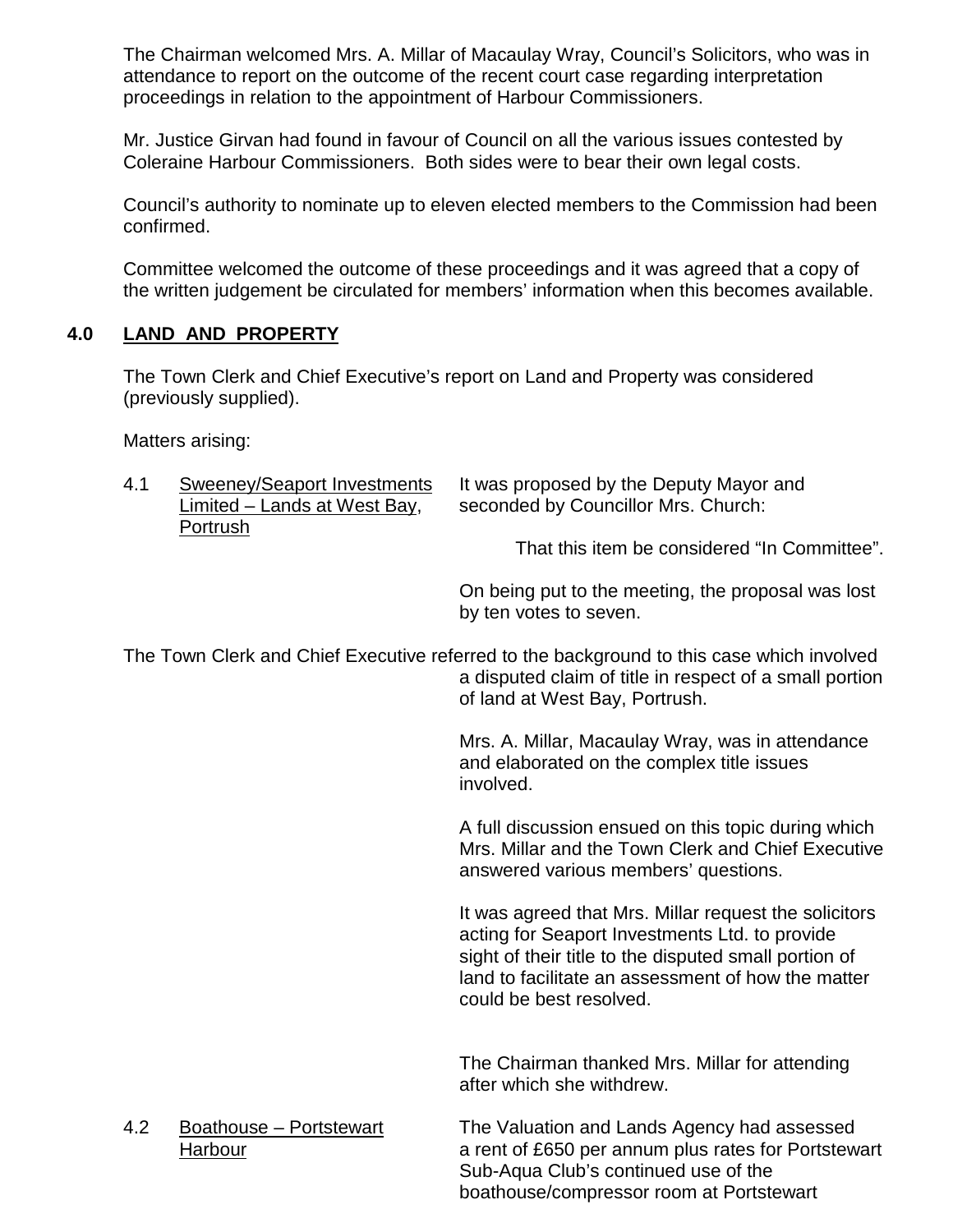The Chairman welcomed Mrs. A. Millar of Macaulay Wray, Council's Solicitors, who was in attendance to report on the outcome of the recent court case regarding interpretation proceedings in relation to the appointment of Harbour Commissioners.

Mr. Justice Girvan had found in favour of Council on all the various issues contested by Coleraine Harbour Commissioners. Both sides were to bear their own legal costs.

Council's authority to nominate up to eleven elected members to the Commission had been confirmed.

Committee welcomed the outcome of these proceedings and it was agreed that a copy of the written judgement be circulated for members' information when this becomes available.

## 4.0 LAND AND PROPERTY

The Town Clerk and Chief Executive's report on Land and Property was considered (previously supplied).

Matters arising:

4.1 Sweeney/Seaport Investments Limited – Lands at West Bay, Portrush

It was proposed by the Deputy Mayor and seconded by Councillor Mrs. Church:

That this item be considered "In Committee".

On being put to the meeting, the proposal was lost by ten votes to seven.

The Town Clerk and Chief Executive referred to the background to this case which involved a disputed claim of title in respect of a small portion of land at West Bay, Portrush.

Mrs. A. Millar, Macaulay Wray, was in attendance and elaborated on the complex title issues involved.

A full discussion ensued on this topic during which Mrs. Millar and the Town Clerk and Chief Executive answered various members' questions.

It was agreed that Mrs. Millar request the solicitors acting for Seaport Investments Ltd. to provide sight of their title to the disputed small portion of land to facilitate an assessment of how the matter could be best resolved.

The Chairman thanked Mrs. Millar for attending after which she withdrew.

4.2 Boathouse – Portstewart Harbour

The Valuation and Lands Agency had assessed a rent of £650 per annum plus rates for Portstewart Sub-Aqua Club's continued use of the boathouse/compressor room at Portstewart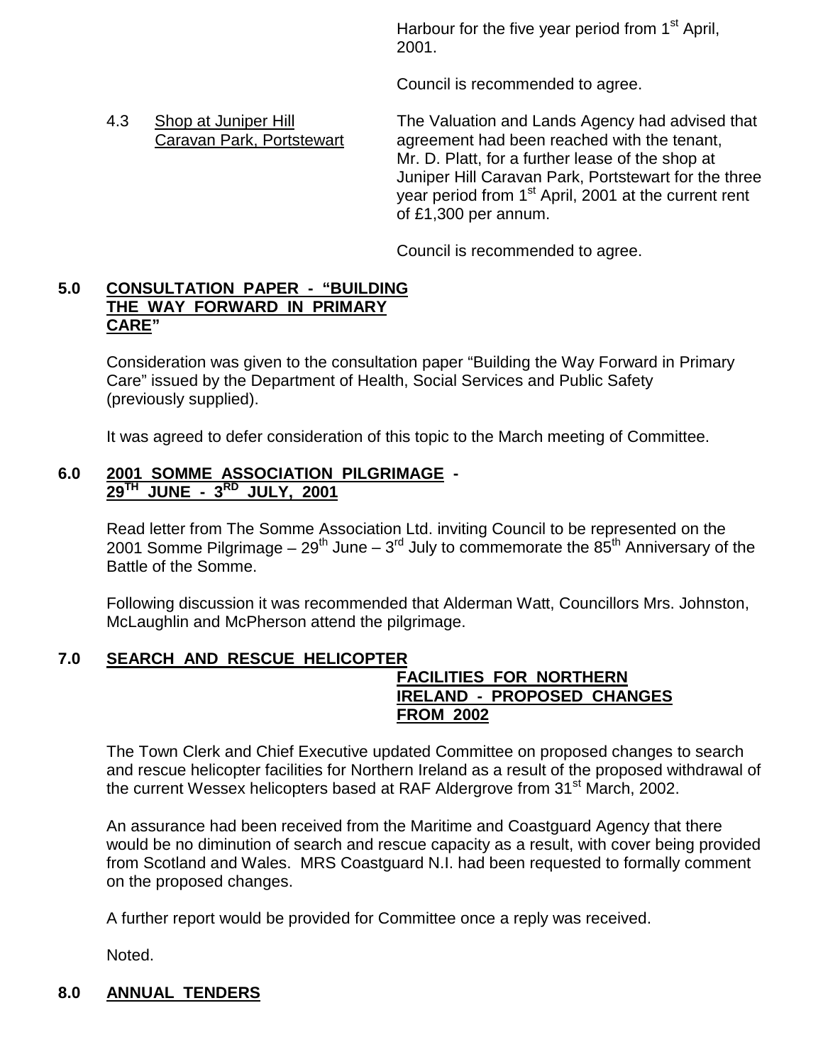Harbour for the five year period from 1st April, 2001.

Council is recommended to agree.

4.3 Shop at Juniper Hill Caravan Park, Portstewart

The Valuation and Lands Agency had advised that agreement had been reached with the tenant, Mr. D. Platt, for a further lease of the shop at Juniper Hill Caravan Park, Portstewart for the three year period from 1st April, 2001 at the current rent of £1,300 per annum.

Council is recommended to agree.

## 5.0 CONSULTATION PAPER - "BUILDING THE WAY FORWARD IN PRIMARY CARE"

Consideration was given to the consultation paper "Building the Way Forward in Primary Care" issued by the Department of Health, Social Services and Public Safety (previously supplied).

It was agreed to defer consideration of this topic to the March meeting of Committee.

## 6.0 2001 SOMME ASSOCIATION PILGRIMAGE - 29TH JUNE - 3RD JULY, 2001

Read letter from The Somme Association Ltd. inviting Council to be represented on the 2001 Somme Pilgrimage – 29th June – 3rd July to commemorate the 85th Anniversary of the Battle of the Somme.

Following discussion it was recommended that Alderman Watt, Councillors Mrs. Johnston, McLaughlin and McPherson attend the pilgrimage.

## 7.0 SEARCH AND RESCUE HELICOPTER FACILITIES FOR NORTHERN IRELAND - PROPOSED CHANGES FROM 2002

The Town Clerk and Chief Executive updated Committee on proposed changes to search and rescue helicopter facilities for Northern Ireland as a result of the proposed withdrawal of the current Wessex helicopters based at RAF Aldergrove from 31st March, 2002.

An assurance had been received from the Maritime and Coastguard Agency that there would be no diminution of search and rescue capacity as a result, with cover being provided from Scotland and Wales. MRS Coastguard N.I. had been requested to formally comment on the proposed changes.

A further report would be provided for Committee once a reply was received.

Noted.

## 8.0 ANNUAL TENDERS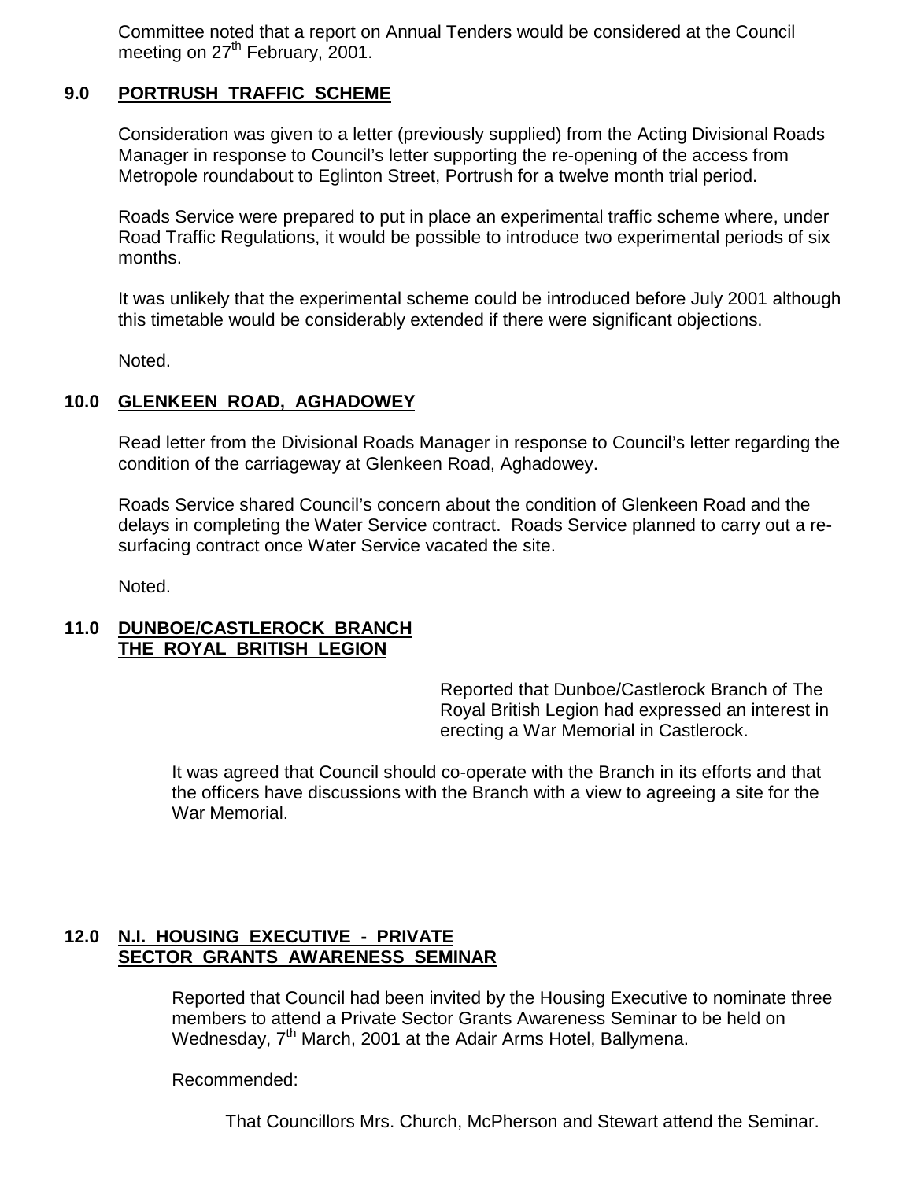Committee noted that a report on Annual Tenders would be considered at the Council meeting on 27th February, 2001.

## 9.0 PORTRUSH TRAFFIC SCHEME

Consideration was given to a letter (previously supplied) from the Acting Divisional Roads Manager in response to Council's letter supporting the re-opening of the access from Metropole roundabout to Eglinton Street, Portrush for a twelve month trial period.

Roads Service were prepared to put in place an experimental traffic scheme where, under Road Traffic Regulations, it would be possible to introduce two experimental periods of six months.

It was unlikely that the experimental scheme could be introduced before July 2001 although this timetable would be considerably extended if there were significant objections.

Noted.

## 10.0 GLENKEEN ROAD, AGHADOWEY

Read letter from the Divisional Roads Manager in response to Council's letter regarding the condition of the carriageway at Glenkeen Road, Aghadowey.

Roads Service shared Council's concern about the condition of Glenkeen Road and the delays in completing the Water Service contract. Roads Service planned to carry out a re-surfacing contract once Water Service vacated the site.

Noted.

## 11.0 DUNBOE/CASTLEROCK BRANCH THE ROYAL BRITISH LEGION

Reported that Dunboe/Castlerock Branch of The Royal British Legion had expressed an interest in erecting a War Memorial in Castlerock.

It was agreed that Council should co-operate with the Branch in its efforts and that the officers have discussions with the Branch with a view to agreeing a site for the War Memorial.

## 12.0 N.I. HOUSING EXECUTIVE - PRIVATE SECTOR GRANTS AWARENESS SEMINAR

Reported that Council had been invited by the Housing Executive to nominate three members to attend a Private Sector Grants Awareness Seminar to be held on Wednesday, 7th March, 2001 at the Adair Arms Hotel, Ballymena.

Recommended:

That Councillors Mrs. Church, McPherson and Stewart attend the Seminar.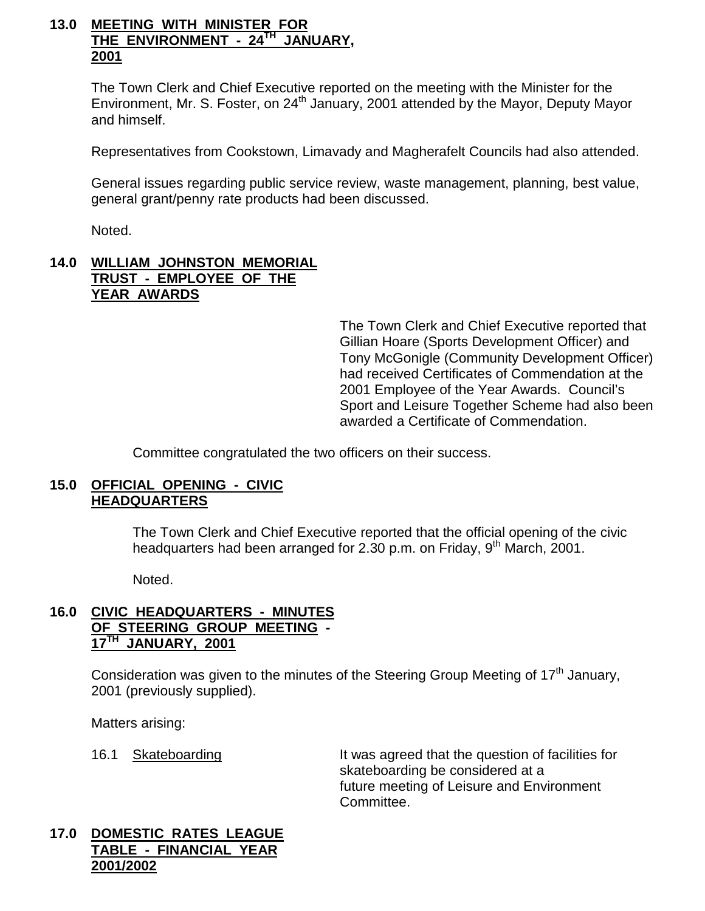## 13.0 MEETING WITH MINISTER FOR THE ENVIRONMENT - 24TH JANUARY, 2001

The Town Clerk and Chief Executive reported on the meeting with the Minister for the Environment, Mr. S. Foster, on 24th January, 2001 attended by the Mayor, Deputy Mayor and himself.

Representatives from Cookstown, Limavady and Magherafelt Councils had also attended.

General issues regarding public service review, waste management, planning, best value, general grant/penny rate products had been discussed.

Noted.

## 14.0 WILLIAM JOHNSTON MEMORIAL TRUST - EMPLOYEE OF THE YEAR AWARDS

The Town Clerk and Chief Executive reported that Gillian Hoare (Sports Development Officer) and Tony McGonigle (Community Development Officer) had received Certificates of Commendation at the 2001 Employee of the Year Awards. Council's Sport and Leisure Together Scheme had also been awarded a Certificate of Commendation.

Committee congratulated the two officers on their success.

## 15.0 OFFICIAL OPENING - CIVIC HEADQUARTERS

The Town Clerk and Chief Executive reported that the official opening of the civic headquarters had been arranged for 2.30 p.m. on Friday, 9th March, 2001.

Noted.

## 16.0 CIVIC HEADQUARTERS - MINUTES OF STEERING GROUP MEETING - 17TH JANUARY, 2001

Consideration was given to the minutes of the Steering Group Meeting of 17th January, 2001 (previously supplied).

Matters arising:

16.1 Skateboarding — It was agreed that the question of facilities for skateboarding be considered at a future meeting of Leisure and Environment Committee.

## 17.0 DOMESTIC RATES LEAGUE TABLE - FINANCIAL YEAR 2001/2002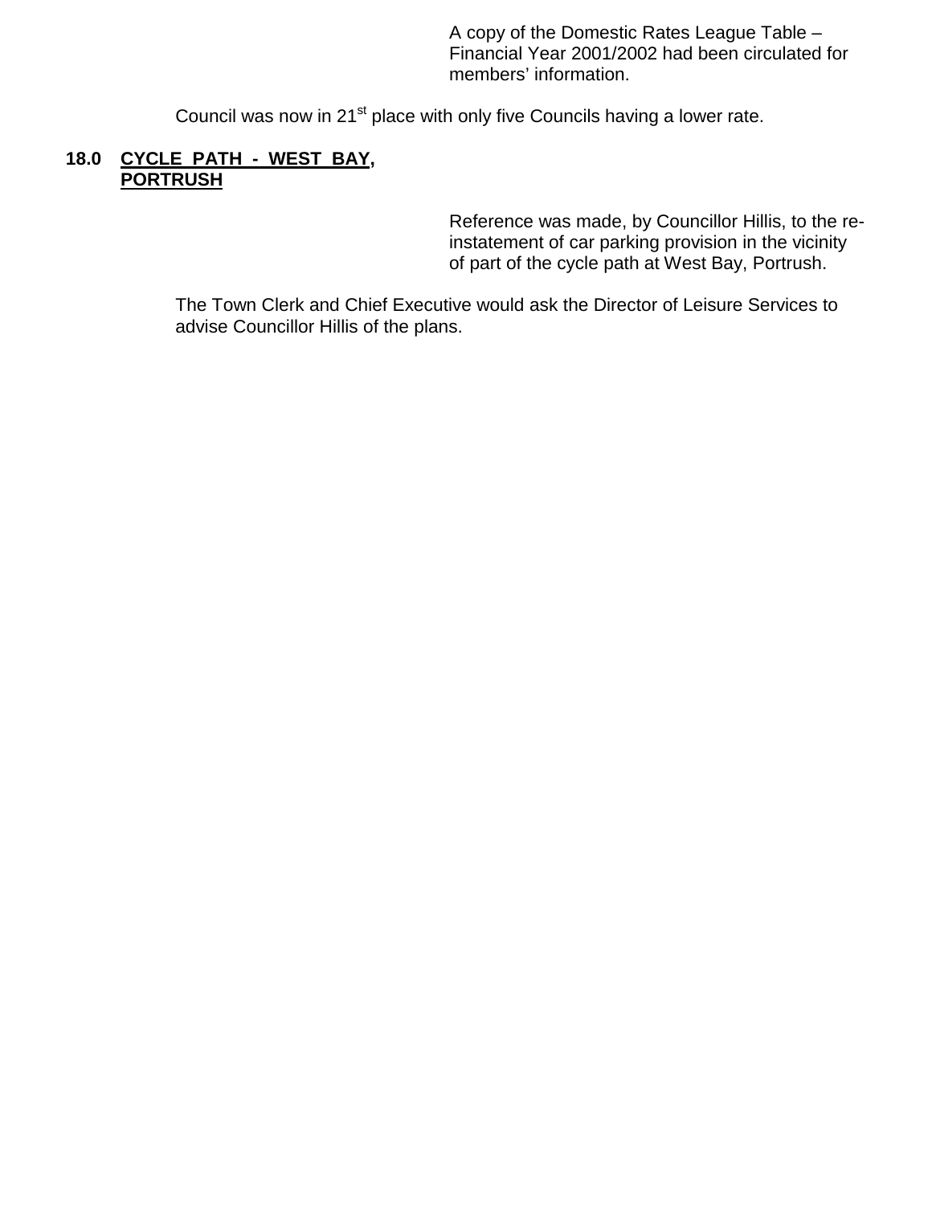A copy of the Domestic Rates League Table – Financial Year 2001/2002 had been circulated for members' information.

Council was now in 21st place with only five Councils having a lower rate.

**18.0 CYCLE PATH - WEST BAY, PORTRUSH**

Reference was made, by Councillor Hillis, to the re-instatement of car parking provision in the vicinity of part of the cycle path at West Bay, Portrush.

The Town Clerk and Chief Executive would ask the Director of Leisure Services to advise Councillor Hillis of the plans.